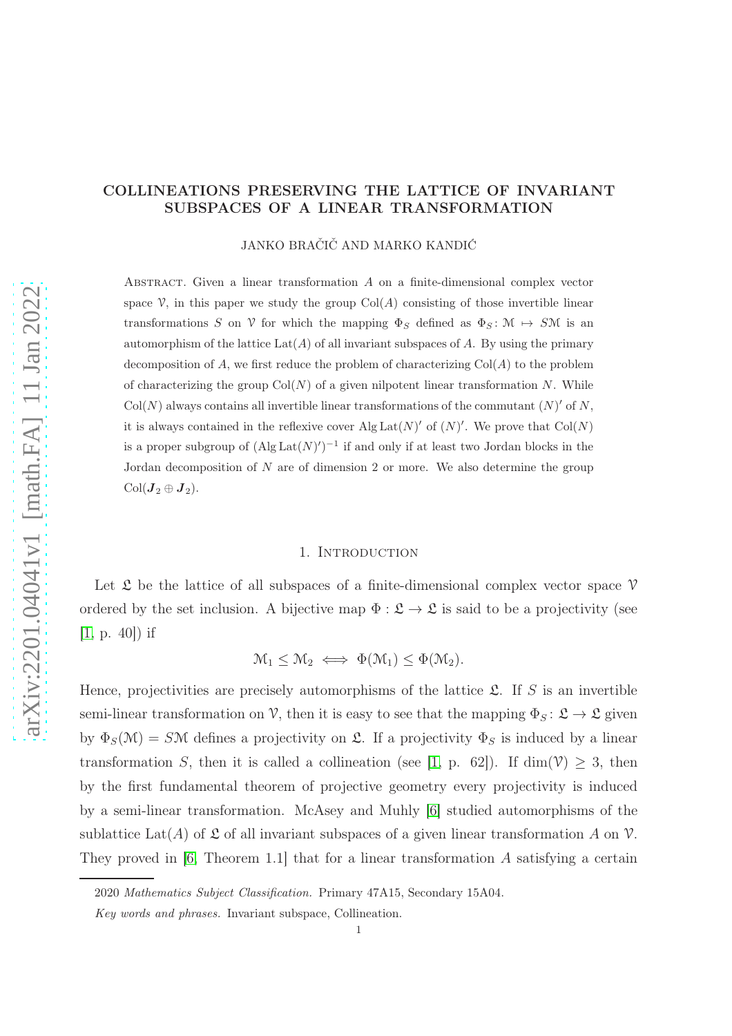# COLLINEATIONS PRESERVING THE LATTICE OF INVARIANT SUBSPACES OF A LINEAR TRANSFORMATION

JANKO BRAČIČ AND MARKO KANDIĆ

Abstract. Given a linear transformation $A$ on a finite-dimensional complex vector space $\mathcal{V}$, in this paper we study the group $\mathrm{Col}(A)$ consisting of those invertible linear transformations $S$ on $\mathcal{V}$ for which the mapping $\Phi_S$ defined as $\Phi_S \colon \mathcal{M} \mapsto S\mathcal{M}$ is an automorphism of the lattice $\mathrm{Lat}(A)$ of all invariant subspaces of $A$. By using the primary decomposition of $A$, we first reduce the problem of characterizing $\mathrm{Col}(A)$ to the problem of characterizing the group $\mathrm{Col}(N)$ of a given nilpotent linear transformation $N$. While $\mathrm{Col}(N)$ always contains all invertible linear transformations of the commutant $(N)'$ of $N$, it is always contained in the reflexive cover $\mathrm{Alg}\,\mathrm{Lat}(N)'$ of $(N)'$. We prove that $\mathrm{Col}(N)$ is a proper subgroup of $(\mathrm{Alg}\,\mathrm{Lat}(N)')^{-1}$ if and only if at least two Jordan blocks in the Jordan decomposition of $N$ are of dimension 2 or more. We also determine the group $\mathrm{Col}(\boldsymbol{J}_2 \oplus \boldsymbol{J}_2)$.

## 1. Introduction

Let $\mathfrak{L}$ be the lattice of all subspaces of a finite-dimensional complex vector space $\mathcal{V}$ ordered by the set inclusion. A bijective map $\Phi : \mathfrak{L} \to \mathfrak{L}$ is said to be a projectivity (see [1, p. 40]) if

$$\mathcal{M}_1 \leq \mathcal{M}_2 \iff \Phi(\mathcal{M}_1) \leq \Phi(\mathcal{M}_2).$$

Hence, projectivities are precisely automorphisms of the lattice $\mathfrak{L}$. If $S$ is an invertible semi-linear transformation on $\mathcal{V}$, then it is easy to see that the mapping $\Phi_S \colon \mathfrak{L} \to \mathfrak{L}$ given by $\Phi_S(\mathcal{M}) = S\mathcal{M}$ defines a projectivity on $\mathfrak{L}$. If a projectivity $\Phi_S$ is induced by a linear transformation $S$, then it is called a collineation (see [1, p. 62]). If $\dim(\mathcal{V}) \geq 3$, then by the first fundamental theorem of projective geometry every projectivity is induced by a semi-linear transformation. McAsey and Muhly [6] studied automorphisms of the sublattice $\mathrm{Lat}(A)$ of $\mathfrak{L}$ of all invariant subspaces of a given linear transformation $A$ on $\mathcal{V}$. They proved in [6, Theorem 1.1] that for a linear transformation $A$ satisfying a certain

2020 *Mathematics Subject Classification.* Primary 47A15, Secondary 15A04.

*Key words and phrases.* Invariant subspace, Collineation.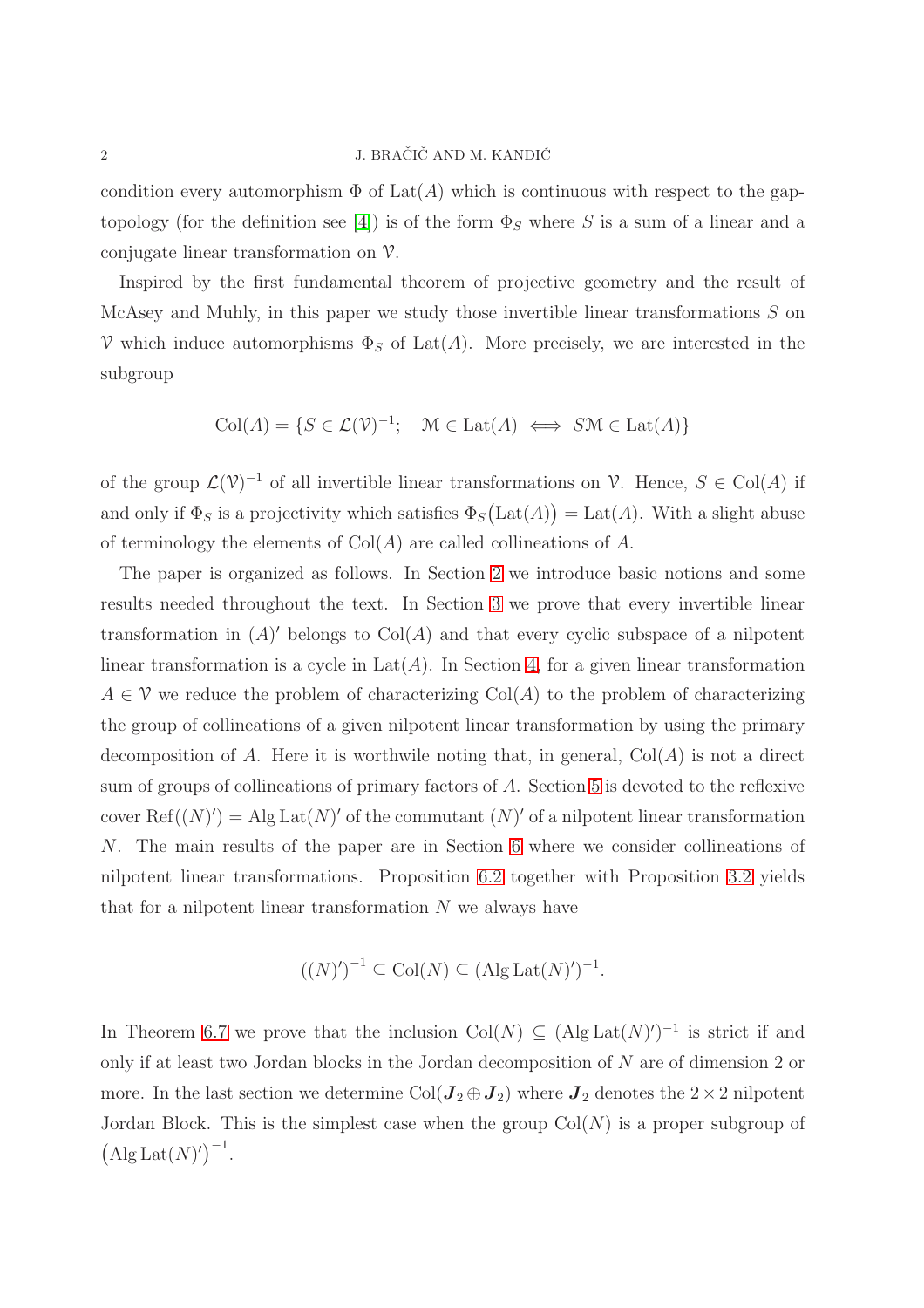condition every automorphism $\Phi$ of $\operatorname{Lat}(A)$ which is continuous with respect to the gap-topology (for the definition see [4]) is of the form $\Phi_S$ where $S$ is a sum of a linear and a conjugate linear transformation on $\mathcal{V}$.

Inspired by the first fundamental theorem of projective geometry and the result of McAsey and Muhly, in this paper we study those invertible linear transformations $S$ on $\mathcal{V}$ which induce automorphisms $\Phi_S$ of $\operatorname{Lat}(A)$. More precisely, we are interested in the subgroup

$$\operatorname{Col}(A) = \{S \in \mathcal{L}(\mathcal{V})^{-1}; \quad \mathcal{M} \in \operatorname{Lat}(A) \iff S\mathcal{M} \in \operatorname{Lat}(A)\}$$

of the group $\mathcal{L}(\mathcal{V})^{-1}$ of all invertible linear transformations on $\mathcal{V}$. Hence, $S \in \operatorname{Col}(A)$ if and only if $\Phi_S$ is a projectivity which satisfies $\Phi_S\big(\operatorname{Lat}(A)\big) = \operatorname{Lat}(A)$. With a slight abuse of terminology the elements of $\operatorname{Col}(A)$ are called collineations of $A$.

The paper is organized as follows. In Section 2 we introduce basic notions and some results needed throughout the text. In Section 3 we prove that every invertible linear transformation in $(A)'$ belongs to $\operatorname{Col}(A)$ and that every cyclic subspace of a nilpotent linear transformation is a cycle in $\operatorname{Lat}(A)$. In Section 4, for a given linear transformation $A \in \mathcal{V}$ we reduce the problem of characterizing $\operatorname{Col}(A)$ to the problem of characterizing the group of collineations of a given nilpotent linear transformation by using the primary decomposition of $A$. Here it is worthwile noting that, in general, $\operatorname{Col}(A)$ is not a direct sum of groups of collineations of primary factors of $A$. Section 5 is devoted to the reflexive cover $\operatorname{Ref}((N)') = \operatorname{Alg}\operatorname{Lat}(N)'$ of the commutant $(N)'$ of a nilpotent linear transformation $N$. The main results of the paper are in Section 6 where we consider collineations of nilpotent linear transformations. Proposition 6.2 together with Proposition 3.2 yields that for a nilpotent linear transformation $N$ we always have

$$((N)')^{-1} \subseteq \operatorname{Col}(N) \subseteq (\operatorname{Alg}\operatorname{Lat}(N)')^{-1}.$$

In Theorem 6.7 we prove that the inclusion $\operatorname{Col}(N) \subseteq (\operatorname{Alg}\operatorname{Lat}(N)')^{-1}$ is strict if and only if at least two Jordan blocks in the Jordan decomposition of $N$ are of dimension 2 or more. In the last section we determine $\operatorname{Col}(\boldsymbol{J}_2 \oplus \boldsymbol{J}_2)$ where $\boldsymbol{J}_2$ denotes the $2 \times 2$ nilpotent Jordan Block. This is the simplest case when the group $\operatorname{Col}(N)$ is a proper subgroup of $\big(\operatorname{Alg}\operatorname{Lat}(N)'\big)^{-1}$.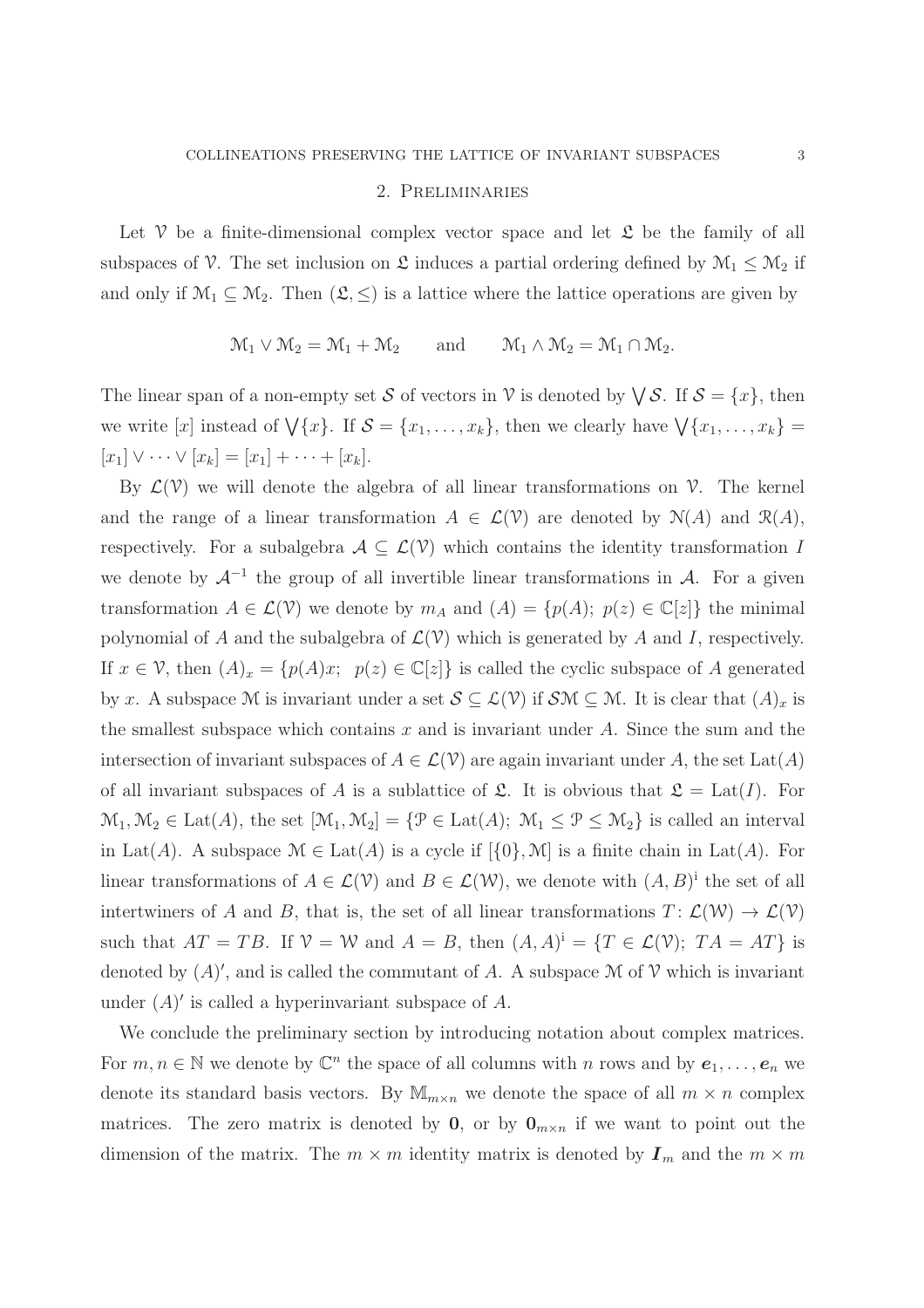## 2. Preliminaries

Let $\mathcal{V}$ be a finite-dimensional complex vector space and let $\mathfrak{L}$ be the family of all subspaces of $\mathcal{V}$. The set inclusion on $\mathfrak{L}$ induces a partial ordering defined by $\mathcal{M}_1 \leq \mathcal{M}_2$ if and only if $\mathcal{M}_1 \subseteq \mathcal{M}_2$. Then $(\mathfrak{L}, \leq)$ is a lattice where the lattice operations are given by

$$\mathcal{M}_1 \vee \mathcal{M}_2 = \mathcal{M}_1 + \mathcal{M}_2 \qquad \text{and} \qquad \mathcal{M}_1 \wedge \mathcal{M}_2 = \mathcal{M}_1 \cap \mathcal{M}_2.$$

The linear span of a non-empty set $\mathcal{S}$ of vectors in $\mathcal{V}$ is denoted by $\bigvee \mathcal{S}$. If $\mathcal{S} = \{x\}$, then we write $[x]$ instead of $\bigvee\{x\}$. If $\mathcal{S} = \{x_1, \ldots, x_k\}$, then we clearly have $\bigvee\{x_1, \ldots, x_k\} = [x_1] \vee \cdots \vee [x_k] = [x_1] + \cdots + [x_k]$.

By $\mathcal{L}(\mathcal{V})$ we will denote the algebra of all linear transformations on $\mathcal{V}$. The kernel and the range of a linear transformation $A \in \mathcal{L}(\mathcal{V})$ are denoted by $\mathcal{N}(A)$ and $\mathcal{R}(A)$, respectively. For a subalgebra $\mathcal{A} \subseteq \mathcal{L}(\mathcal{V})$ which contains the identity transformation $I$ we denote by $\mathcal{A}^{-1}$ the group of all invertible linear transformations in $\mathcal{A}$. For a given transformation $A \in \mathcal{L}(\mathcal{V})$ we denote by $m_A$ and $(A) = \{p(A);\ p(z) \in \mathbb{C}[z]\}$ the minimal polynomial of $A$ and the subalgebra of $\mathcal{L}(\mathcal{V})$ which is generated by $A$ and $I$, respectively. If $x \in \mathcal{V}$, then $(A)_x = \{p(A)x;\ \ p(z) \in \mathbb{C}[z]\}$ is called the cyclic subspace of $A$ generated by $x$. A subspace $\mathcal{M}$ is invariant under a set $\mathcal{S} \subseteq \mathcal{L}(\mathcal{V})$ if $\mathcal{S}\mathcal{M} \subseteq \mathcal{M}$. It is clear that $(A)_x$ is the smallest subspace which contains $x$ and is invariant under $A$. Since the sum and the intersection of invariant subspaces of $A \in \mathcal{L}(\mathcal{V})$ are again invariant under $A$, the set $\mathrm{Lat}(A)$ of all invariant subspaces of $A$ is a sublattice of $\mathfrak{L}$. It is obvious that $\mathfrak{L} = \mathrm{Lat}(I)$. For $\mathcal{M}_1, \mathcal{M}_2 \in \mathrm{Lat}(A)$, the set $[\mathcal{M}_1, \mathcal{M}_2] = \{\mathcal{P} \in \mathrm{Lat}(A);\ \mathcal{M}_1 \leq \mathcal{P} \leq \mathcal{M}_2\}$ is called an interval in $\mathrm{Lat}(A)$. A subspace $\mathcal{M} \in \mathrm{Lat}(A)$ is a cycle if $[\{0\}, \mathcal{M}]$ is a finite chain in $\mathrm{Lat}(A)$. For linear transformations of $A \in \mathcal{L}(\mathcal{V})$ and $B \in \mathcal{L}(\mathcal{W})$, we denote with $(A, B)^{\mathrm{i}}$ the set of all intertwiners of $A$ and $B$, that is, the set of all linear transformations $T \colon \mathcal{L}(\mathcal{W}) \to \mathcal{L}(\mathcal{V})$ such that $AT = TB$. If $\mathcal{V} = \mathcal{W}$ and $A = B$, then $(A, A)^{\mathrm{i}} = \{T \in \mathcal{L}(\mathcal{V});\ TA = AT\}$ is denoted by $(A)'$, and is called the commutant of $A$. A subspace $\mathcal{M}$ of $\mathcal{V}$ which is invariant under $(A)'$ is called a hyperinvariant subspace of $A$.

We conclude the preliminary section by introducing notation about complex matrices. For $m, n \in \mathbb{N}$ we denote by $\mathbb{C}^n$ the space of all columns with $n$ rows and by $\boldsymbol{e}_1, \ldots, \boldsymbol{e}_n$ we denote its standard basis vectors. By $\mathbb{M}_{m\times n}$ we denote the space of all $m \times n$ complex matrices. The zero matrix is denoted by $\mathbf{0}$, or by $\mathbf{0}_{m\times n}$ if we want to point out the dimension of the matrix. The $m \times m$ identity matrix is denoted by $\boldsymbol{I}_m$ and the $m \times m$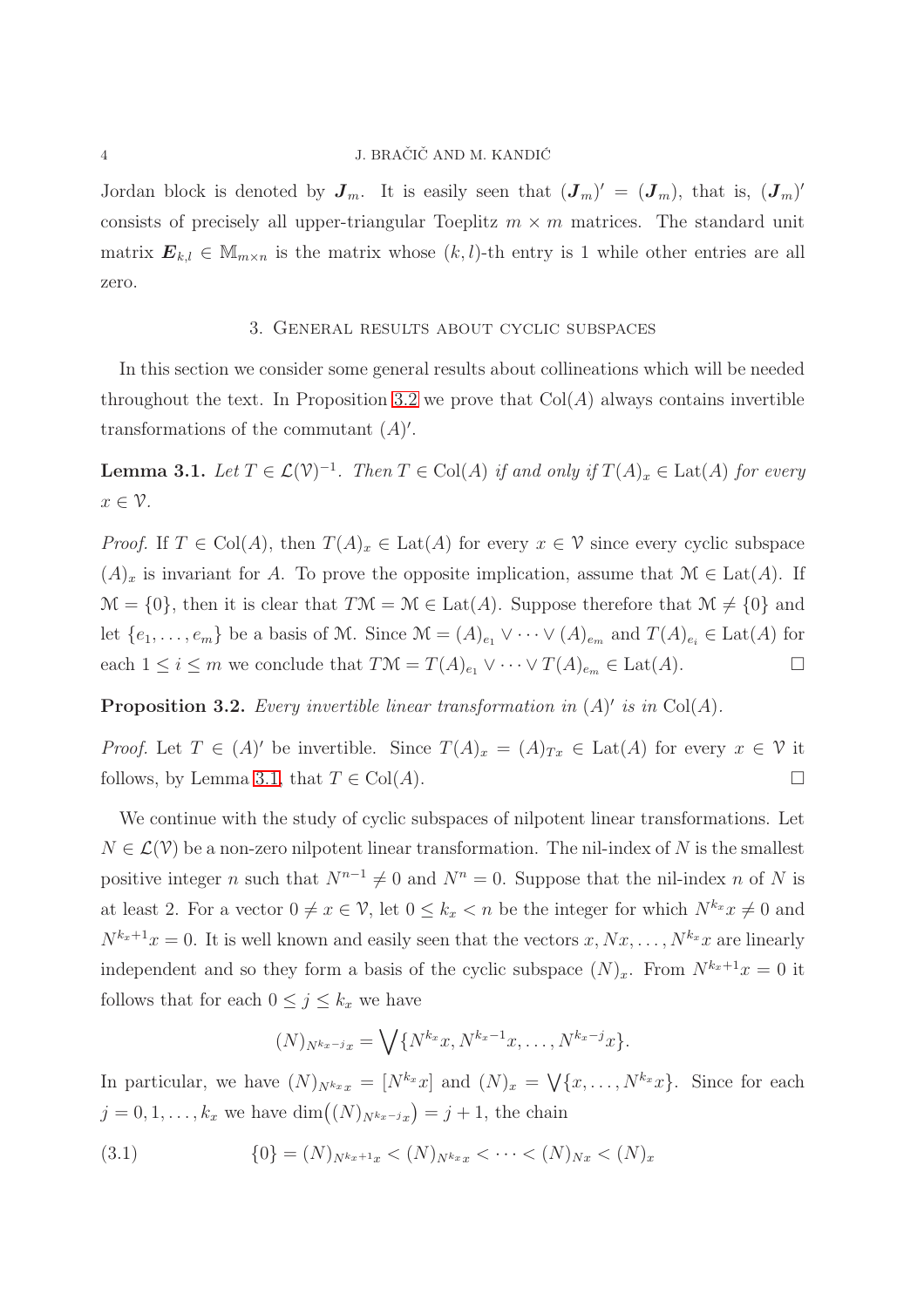Jordan block is denoted by $\boldsymbol{J}_m$. It is easily seen that $(\boldsymbol{J}_m)' = (\boldsymbol{J}_m)$, that is, $(\boldsymbol{J}_m)'$ consists of precisely all upper-triangular Toeplitz $m \times m$ matrices. The standard unit matrix $\boldsymbol{E}_{k,l} \in \mathbb{M}_{m\times n}$ is the matrix whose $(k,l)$-th entry is 1 while other entries are all zero.

## 3. General results about cyclic subspaces

In this section we consider some general results about collineations which will be needed throughout the text. In Proposition 3.2 we prove that $\mathrm{Col}(A)$ always contains invertible transformations of the commutant $(A)'$.

**Lemma 3.1.** *Let $T \in \mathcal{L}(\mathcal{V})^{-1}$. Then $T \in \mathrm{Col}(A)$ if and only if $T(A)_x \in \mathrm{Lat}(A)$ for every $x \in \mathcal{V}$.*

*Proof.* If $T \in \mathrm{Col}(A)$, then $T(A)_x \in \mathrm{Lat}(A)$ for every $x \in \mathcal{V}$ since every cyclic subspace $(A)_x$ is invariant for $A$. To prove the opposite implication, assume that $\mathcal{M} \in \mathrm{Lat}(A)$. If $\mathcal{M} = \{0\}$, then it is clear that $T\mathcal{M} = \mathcal{M} \in \mathrm{Lat}(A)$. Suppose therefore that $\mathcal{M} \neq \{0\}$ and let $\{e_1, \ldots, e_m\}$ be a basis of $\mathcal{M}$. Since $\mathcal{M} = (A)_{e_1} \vee \cdots \vee (A)_{e_m}$ and $T(A)_{e_i} \in \mathrm{Lat}(A)$ for each $1 \leq i \leq m$ we conclude that $T\mathcal{M} = T(A)_{e_1} \vee \cdots \vee T(A)_{e_m} \in \mathrm{Lat}(A)$. $\square$

**Proposition 3.2.** *Every invertible linear transformation in $(A)'$ is in $\mathrm{Col}(A)$.*

*Proof.* Let $T \in (A)'$ be invertible. Since $T(A)_x = (A)_{Tx} \in \mathrm{Lat}(A)$ for every $x \in \mathcal{V}$ it follows, by Lemma 3.1, that $T \in \mathrm{Col}(A)$. $\square$

We continue with the study of cyclic subspaces of nilpotent linear transformations. Let $N \in \mathcal{L}(\mathcal{V})$ be a non-zero nilpotent linear transformation. The nil-index of $N$ is the smallest positive integer $n$ such that $N^{n-1} \neq 0$ and $N^n = 0$. Suppose that the nil-index $n$ of $N$ is at least 2. For a vector $0 \neq x \in \mathcal{V}$, let $0 \leq k_x < n$ be the integer for which $N^{k_x}x \neq 0$ and $N^{k_x+1}x = 0$. It is well known and easily seen that the vectors $x, Nx, \ldots, N^{k_x}x$ are linearly independent and so they form a basis of the cyclic subspace $(N)_x$. From $N^{k_x+1}x = 0$ it follows that for each $0 \leq j \leq k_x$ we have

$$(N)_{N^{k_x-j}x} = \bigvee\{N^{k_x}x, N^{k_x-1}x, \ldots, N^{k_x-j}x\}.$$

In particular, we have $(N)_{N^{k_x}x} = [N^{k_x}x]$ and $(N)_x = \bigvee\{x, \ldots, N^{k_x}x\}$. Since for each $j = 0, 1, \ldots, k_x$ we have $\dim\big((N)_{N^{k_x-j}x}\big) = j+1$, the chain

$$\{0\} = (N)_{N^{k_x+1}x} < (N)_{N^{k_x}x} < \cdots < (N)_{Nx} < (N)_x \tag{3.1}$$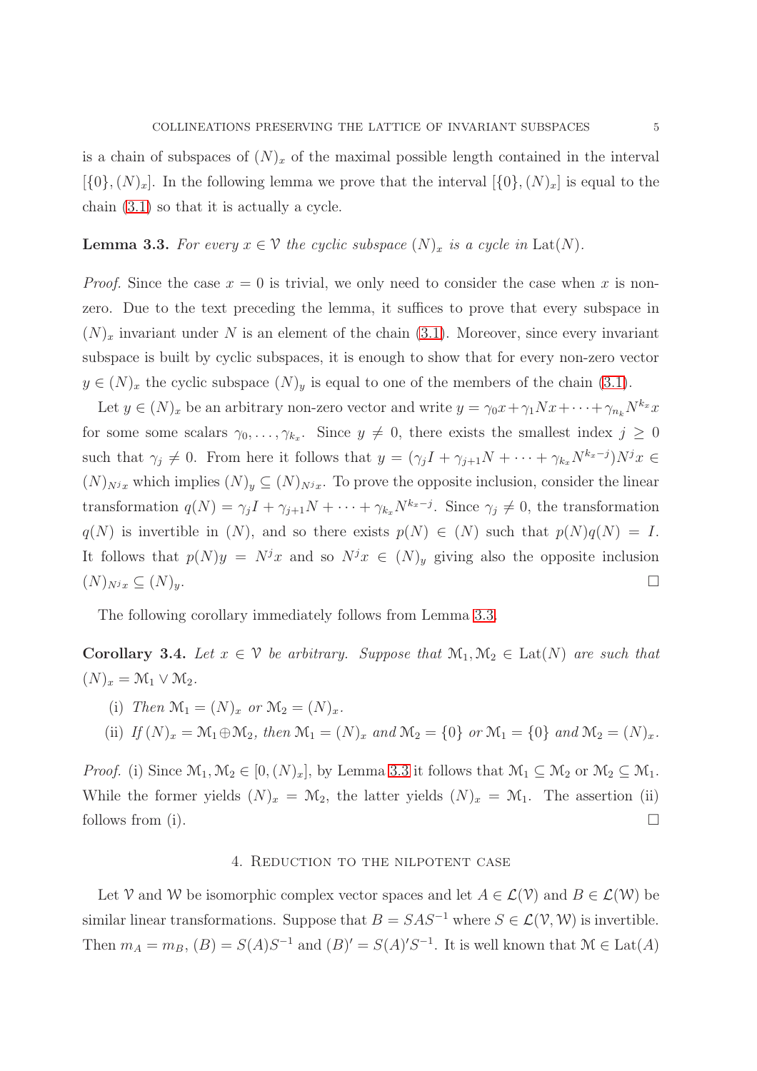is a chain of subspaces of $(N)_x$ of the maximal possible length contained in the interval $[\{0\},(N)_x]$. In the following lemma we prove that the interval $[\{0\},(N)_x]$ is equal to the chain (3.1) so that it is actually a cycle.

**Lemma 3.3.** *For every $x \in \mathcal{V}$ the cyclic subspace $(N)_x$ is a cycle in $\mathrm{Lat}(N)$.*

*Proof.* Since the case $x = 0$ is trivial, we only need to consider the case when $x$ is non-zero. Due to the text preceding the lemma, it suffices to prove that every subspace in $(N)_x$ invariant under $N$ is an element of the chain (3.1). Moreover, since every invariant subspace is built by cyclic subspaces, it is enough to show that for every non-zero vector $y \in (N)_x$ the cyclic subspace $(N)_y$ is equal to one of the members of the chain (3.1).

Let $y \in (N)_x$ be an arbitrary non-zero vector and write $y = \gamma_0 x + \gamma_1 N x + \cdots + \gamma_{n_k} N^{k_x} x$ for some some scalars $\gamma_0, \ldots, \gamma_{k_x}$. Since $y \neq 0$, there exists the smallest index $j \geq 0$ such that $\gamma_j \neq 0$. From here it follows that $y = (\gamma_j I + \gamma_{j+1} N + \cdots + \gamma_{k_x} N^{k_x - j}) N^j x \in (N)_{N^j x}$ which implies $(N)_y \subseteq (N)_{N^j x}$. To prove the opposite inclusion, consider the linear transformation $q(N) = \gamma_j I + \gamma_{j+1} N + \cdots + \gamma_{k_x} N^{k_x - j}$. Since $\gamma_j \neq 0$, the transformation $q(N)$ is invertible in $(N)$, and so there exists $p(N) \in (N)$ such that $p(N)q(N) = I$. It follows that $p(N)y = N^j x$ and so $N^j x \in (N)_y$ giving also the opposite inclusion $(N)_{N^j x} \subseteq (N)_y$. $\square$

The following corollary immediately follows from Lemma 3.3.

**Corollary 3.4.** *Let $x \in \mathcal{V}$ be arbitrary. Suppose that $\mathcal{M}_1, \mathcal{M}_2 \in \mathrm{Lat}(N)$ are such that $(N)_x = \mathcal{M}_1 \vee \mathcal{M}_2$.*

(i) *Then $\mathcal{M}_1 = (N)_x$ or $\mathcal{M}_2 = (N)_x$.*

(ii) *If $(N)_x = \mathcal{M}_1 \oplus \mathcal{M}_2$, then $\mathcal{M}_1 = (N)_x$ and $\mathcal{M}_2 = \{0\}$ or $\mathcal{M}_1 = \{0\}$ and $\mathcal{M}_2 = (N)_x$.*

*Proof.* (i) Since $\mathcal{M}_1, \mathcal{M}_2 \in [0,(N)_x]$, by Lemma 3.3 it follows that $\mathcal{M}_1 \subseteq \mathcal{M}_2$ or $\mathcal{M}_2 \subseteq \mathcal{M}_1$. While the former yields $(N)_x = \mathcal{M}_2$, the latter yields $(N)_x = \mathcal{M}_1$. The assertion (ii) follows from (i). $\square$

## 4. Reduction to the nilpotent case

Let $\mathcal{V}$ and $\mathcal{W}$ be isomorphic complex vector spaces and let $A \in \mathcal{L}(\mathcal{V})$ and $B \in \mathcal{L}(\mathcal{W})$ be similar linear transformations. Suppose that $B = SAS^{-1}$ where $S \in \mathcal{L}(\mathcal{V},\mathcal{W})$ is invertible. Then $m_A = m_B$, $(B) = S(A)S^{-1}$ and $(B)' = S(A)'S^{-1}$. It is well known that $\mathcal{M} \in \mathrm{Lat}(A)$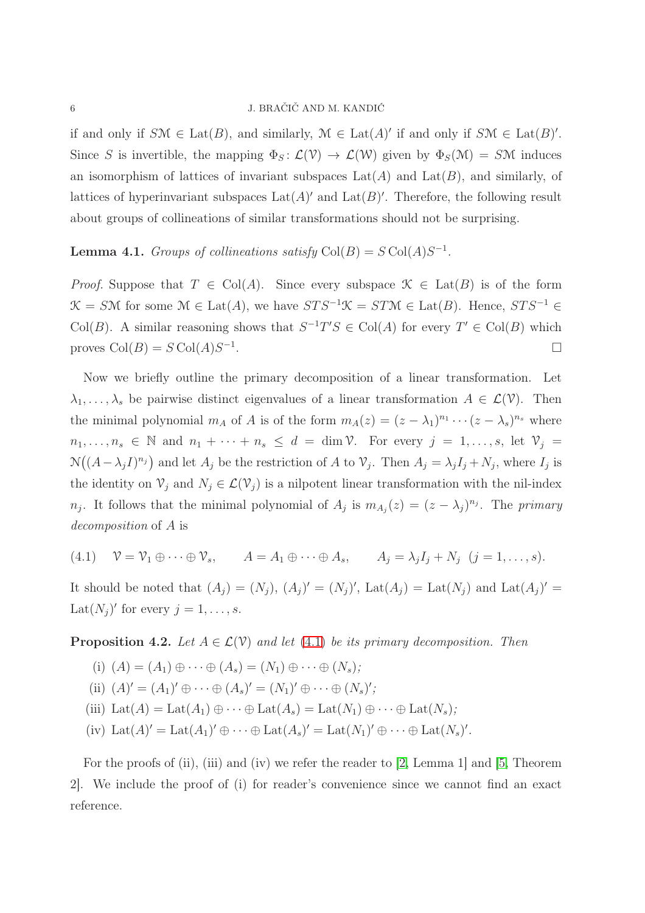if and only if $S\mathcal{M} \in \mathrm{Lat}(B)$, and similarly, $\mathcal{M} \in \mathrm{Lat}(A)'$ if and only if $S\mathcal{M} \in \mathrm{Lat}(B)'$. Since $S$ is invertible, the mapping $\Phi_S \colon \mathcal{L}(\mathcal{V}) \to \mathcal{L}(\mathcal{W})$ given by $\Phi_S(\mathcal{M}) = S\mathcal{M}$ induces an isomorphism of lattices of invariant subspaces $\mathrm{Lat}(A)$ and $\mathrm{Lat}(B)$, and similarly, of lattices of hyperinvariant subspaces $\mathrm{Lat}(A)'$ and $\mathrm{Lat}(B)'$. Therefore, the following result about groups of collineations of similar transformations should not be surprising.

**Lemma 4.1.** *Groups of collineations satisfy* $\mathrm{Col}(B) = S\,\mathrm{Col}(A)S^{-1}$.

*Proof.* Suppose that $T \in \mathrm{Col}(A)$. Since every subspace $\mathcal{K} \in \mathrm{Lat}(B)$ is of the form $\mathcal{K} = S\mathcal{M}$ for some $\mathcal{M} \in \mathrm{Lat}(A)$, we have $STS^{-1}\mathcal{K} = ST\mathcal{M} \in \mathrm{Lat}(B)$. Hence, $STS^{-1} \in \mathrm{Col}(B)$. A similar reasoning shows that $S^{-1}T'S \in \mathrm{Col}(A)$ for every $T' \in \mathrm{Col}(B)$ which proves $\mathrm{Col}(B) = S\,\mathrm{Col}(A)S^{-1}$. $\square$

Now we briefly outline the primary decomposition of a linear transformation. Let $\lambda_1, \ldots, \lambda_s$ be pairwise distinct eigenvalues of a linear transformation $A \in \mathcal{L}(\mathcal{V})$. Then the minimal polynomial $m_A$ of $A$ is of the form $m_A(z) = (z - \lambda_1)^{n_1} \cdots (z - \lambda_s)^{n_s}$ where $n_1, \ldots, n_s \in \mathbb{N}$ and $n_1 + \cdots + n_s \leq d = \dim \mathcal{V}$. For every $j = 1, \ldots, s$, let $\mathcal{V}_j = \mathcal{N}\big((A - \lambda_j I)^{n_j}\big)$ and let $A_j$ be the restriction of $A$ to $\mathcal{V}_j$. Then $A_j = \lambda_j I_j + N_j$, where $I_j$ is the identity on $\mathcal{V}_j$ and $N_j \in \mathcal{L}(\mathcal{V}_j)$ is a nilpotent linear transformation with the nil-index $n_j$. It follows that the minimal polynomial of $A_j$ is $m_{A_j}(z) = (z - \lambda_j)^{n_j}$. The *primary decomposition* of $A$ is

$$(4.1) \qquad \mathcal{V} = \mathcal{V}_1 \oplus \cdots \oplus \mathcal{V}_s, \qquad A = A_1 \oplus \cdots \oplus A_s, \qquad A_j = \lambda_j I_j + N_j \;\; (j = 1, \ldots, s).$$

It should be noted that $(A_j) = (N_j)$, $(A_j)' = (N_j)'$, $\mathrm{Lat}(A_j) = \mathrm{Lat}(N_j)$ and $\mathrm{Lat}(A_j)' = \mathrm{Lat}(N_j)'$ for every $j = 1, \ldots, s$.

**Proposition 4.2.** *Let $A \in \mathcal{L}(\mathcal{V})$ and let (4.1) be its primary decomposition. Then*

(i) $(A) = (A_1) \oplus \cdots \oplus (A_s) = (N_1) \oplus \cdots \oplus (N_s)$;

(ii) $(A)' = (A_1)' \oplus \cdots \oplus (A_s)' = (N_1)' \oplus \cdots \oplus (N_s)'$;

(iii) $\mathrm{Lat}(A) = \mathrm{Lat}(A_1) \oplus \cdots \oplus \mathrm{Lat}(A_s) = \mathrm{Lat}(N_1) \oplus \cdots \oplus \mathrm{Lat}(N_s)$;

(iv) $\mathrm{Lat}(A)' = \mathrm{Lat}(A_1)' \oplus \cdots \oplus \mathrm{Lat}(A_s)' = \mathrm{Lat}(N_1)' \oplus \cdots \oplus \mathrm{Lat}(N_s)'$.

For the proofs of (ii), (iii) and (iv) we refer the reader to [2, Lemma 1] and [5, Theorem 2]. We include the proof of (i) for reader's convenience since we cannot find an exact reference.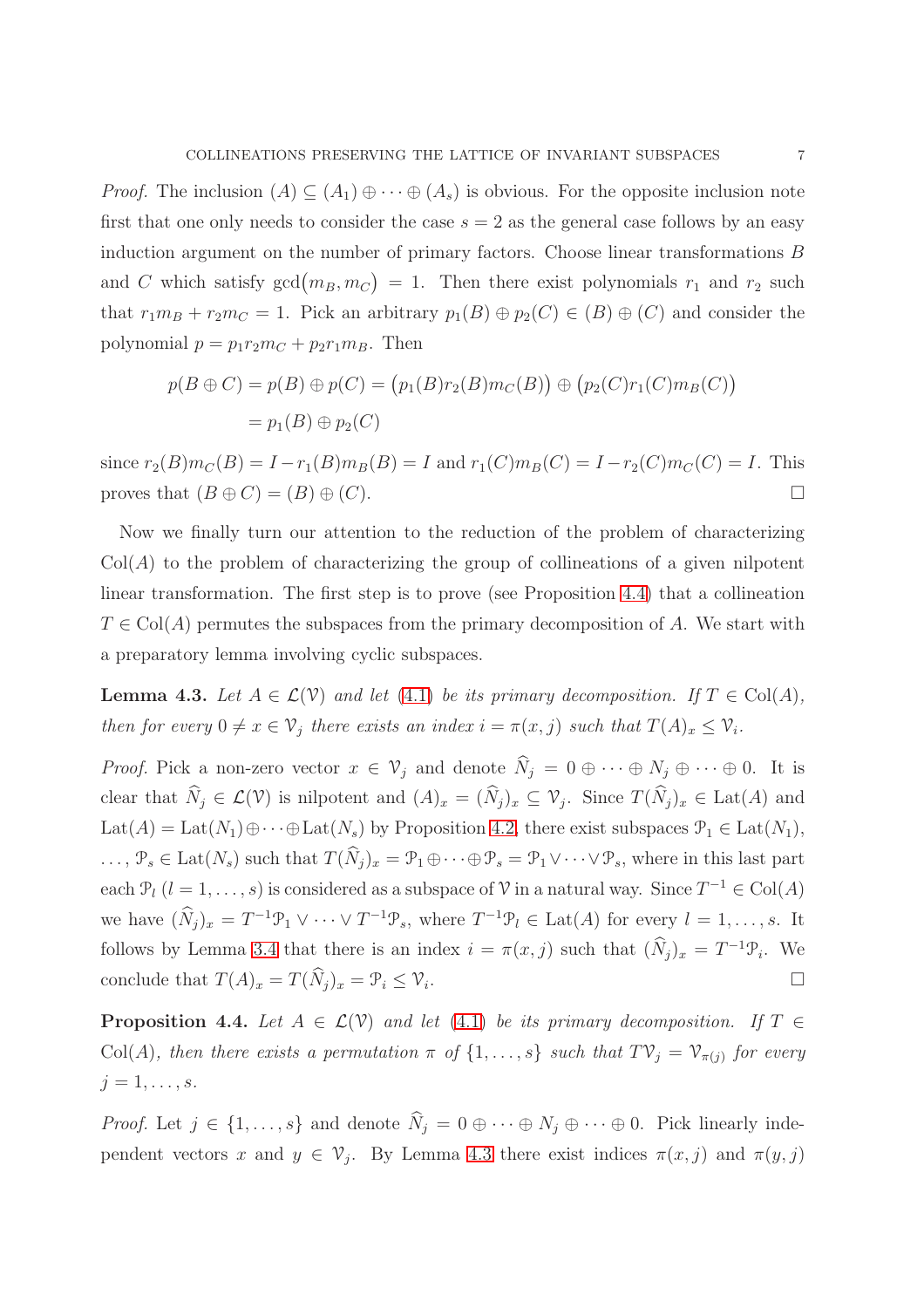*Proof.* The inclusion $(A) \subseteq (A_1) \oplus \cdots \oplus (A_s)$ is obvious. For the opposite inclusion note first that one only needs to consider the case $s = 2$ as the general case follows by an easy induction argument on the number of primary factors. Choose linear transformations $B$ and $C$ which satisfy $\gcd(m_B, m_C) = 1$. Then there exist polynomials $r_1$ and $r_2$ such that $r_1 m_B + r_2 m_C = 1$. Pick an arbitrary $p_1(B) \oplus p_2(C) \in (B) \oplus (C)$ and consider the polynomial $p = p_1 r_2 m_C + p_2 r_1 m_B$. Then

$$
\begin{aligned}
p(B \oplus C) = p(B) \oplus p(C) &= \big(p_1(B) r_2(B) m_C(B)\big) \oplus \big(p_2(C) r_1(C) m_B(C)\big) \\
&= p_1(B) \oplus p_2(C)
\end{aligned}
$$

since $r_2(B) m_C(B) = I - r_1(B) m_B(B) = I$ and $r_1(C) m_B(C) = I - r_2(C) m_C(C) = I$. This proves that $(B \oplus C) = (B) \oplus (C)$. $\square$

Now we finally turn our attention to the reduction of the problem of characterizing $\mathrm{Col}(A)$ to the problem of characterizing the group of collineations of a given nilpotent linear transformation. The first step is to prove (see Proposition 4.4) that a collineation $T \in \mathrm{Col}(A)$ permutes the subspaces from the primary decomposition of $A$. We start with a preparatory lemma involving cyclic subspaces.

**Lemma 4.3.** *Let $A \in \mathcal{L}(\mathcal{V})$ and let (4.1) be its primary decomposition. If $T \in \mathrm{Col}(A)$, then for every $0 \neq x \in \mathcal{V}_j$ there exists an index $i = \pi(x, j)$ such that $T(A)_x \leq \mathcal{V}_i$.*

*Proof.* Pick a non-zero vector $x \in \mathcal{V}_j$ and denote $\widehat{N}_j = 0 \oplus \cdots \oplus N_j \oplus \cdots \oplus 0$. It is clear that $\widehat{N}_j \in \mathcal{L}(\mathcal{V})$ is nilpotent and $(A)_x = (\widehat{N}_j)_x \subseteq \mathcal{V}_j$. Since $T(\widehat{N}_j)_x \in \mathrm{Lat}(A)$ and $\mathrm{Lat}(A) = \mathrm{Lat}(N_1) \oplus \cdots \oplus \mathrm{Lat}(N_s)$ by Proposition 4.2, there exist subspaces $\mathcal{P}_1 \in \mathrm{Lat}(N_1)$, $\ldots$, $\mathcal{P}_s \in \mathrm{Lat}(N_s)$ such that $T(\widehat{N}_j)_x = \mathcal{P}_1 \oplus \cdots \oplus \mathcal{P}_s = \mathcal{P}_1 \vee \cdots \vee \mathcal{P}_s$, where in this last part each $\mathcal{P}_l$ $(l = 1, \ldots, s)$ is considered as a subspace of $\mathcal{V}$ in a natural way. Since $T^{-1} \in \mathrm{Col}(A)$ we have $(\widehat{N}_j)_x = T^{-1}\mathcal{P}_1 \vee \cdots \vee T^{-1}\mathcal{P}_s$, where $T^{-1}\mathcal{P}_l \in \mathrm{Lat}(A)$ for every $l = 1, \ldots, s$. It follows by Lemma 3.4 that there is an index $i = \pi(x, j)$ such that $(\widehat{N}_j)_x = T^{-1}\mathcal{P}_i$. We conclude that $T(A)_x = T(\widehat{N}_j)_x = \mathcal{P}_i \leq \mathcal{V}_i$. $\square$

**Proposition 4.4.** *Let $A \in \mathcal{L}(\mathcal{V})$ and let (4.1) be its primary decomposition. If $T \in \mathrm{Col}(A)$, then there exists a permutation $\pi$ of $\{1, \ldots, s\}$ such that $T\mathcal{V}_j = \mathcal{V}_{\pi(j)}$ for every $j = 1, \ldots, s$.*

*Proof.* Let $j \in \{1, \ldots, s\}$ and denote $\widehat{N}_j = 0 \oplus \cdots \oplus N_j \oplus \cdots \oplus 0$. Pick linearly independent vectors $x$ and $y \in \mathcal{V}_j$. By Lemma 4.3 there exist indices $\pi(x, j)$ and $\pi(y, j)$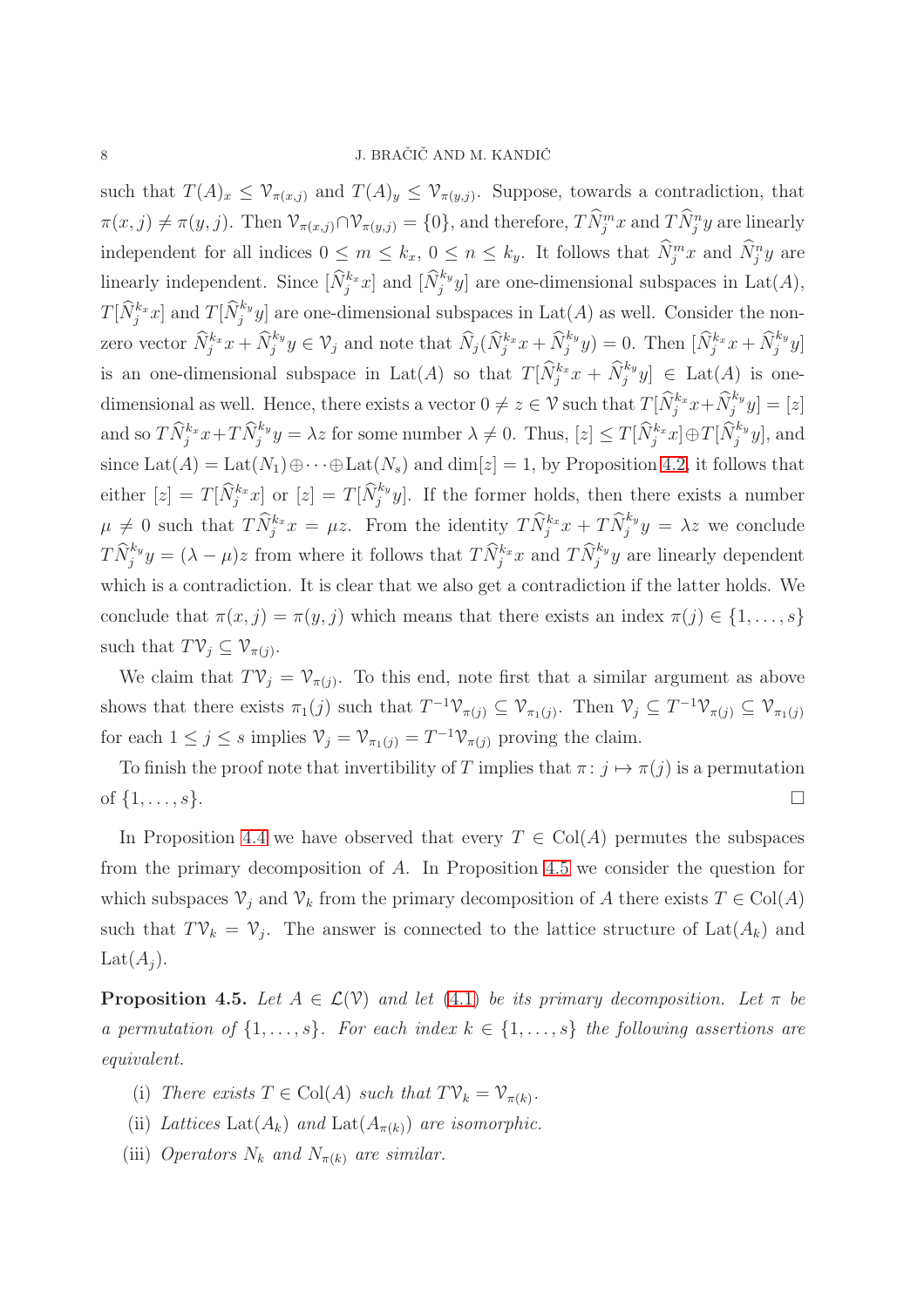such that $T(A)_x \le \mathcal{V}_{\pi(x,j)}$ and $T(A)_y \le \mathcal{V}_{\pi(y,j)}$. Suppose, towards a contradiction, that $\pi(x,j) \neq \pi(y,j)$. Then $\mathcal{V}_{\pi(x,j)} \cap \mathcal{V}_{\pi(y,j)} = \{0\}$, and therefore, $T\widehat{N}_j^m x$ and $T\widehat{N}_j^n y$ are linearly independent for all indices $0 \le m \le k_x$, $0 \le n \le k_y$. It follows that $\widehat{N}_j^m x$ and $\widehat{N}_j^n y$ are linearly independent. Since $[\widehat{N}_j^{k_x} x]$ and $[\widehat{N}_j^{k_y} y]$ are one-dimensional subspaces in $\mathrm{Lat}(A)$, $T[\widehat{N}_j^{k_x} x]$ and $T[\widehat{N}_j^{k_y} y]$ are one-dimensional subspaces in $\mathrm{Lat}(A)$ as well. Consider the non-zero vector $\widehat{N}_j^{k_x} x + \widehat{N}_j^{k_y} y \in \mathcal{V}_j$ and note that $\widehat{N}_j(\widehat{N}_j^{k_x} x + \widehat{N}_j^{k_y} y) = 0$. Then $[\widehat{N}_j^{k_x} x + \widehat{N}_j^{k_y} y]$ is an one-dimensional subspace in $\mathrm{Lat}(A)$ so that $T[\widehat{N}_j^{k_x} x + \widehat{N}_j^{k_y} y] \in \mathrm{Lat}(A)$ is one-dimensional as well. Hence, there exists a vector $0 \neq z \in \mathcal{V}$ such that $T[\widehat{N}_j^{k_x} x + \widehat{N}_j^{k_y} y] = [z]$ and so $T\widehat{N}_j^{k_x} x + T\widehat{N}_j^{k_y} y = \lambda z$ for some number $\lambda \neq 0$. Thus, $[z] \le T[\widehat{N}_j^{k_x} x] \oplus T[\widehat{N}_j^{k_y} y]$, and since $\mathrm{Lat}(A) = \mathrm{Lat}(N_1) \oplus \cdots \oplus \mathrm{Lat}(N_s)$ and $\dim[z] = 1$, by Proposition 4.2, it follows that either $[z] = T[\widehat{N}_j^{k_x} x]$ or $[z] = T[\widehat{N}_j^{k_y} y]$. If the former holds, then there exists a number $\mu \neq 0$ such that $T\widehat{N}_j^{k_x} x = \mu z$. From the identity $T\widehat{N}_j^{k_x} x + T\widehat{N}_j^{k_y} y = \lambda z$ we conclude $T\widehat{N}_j^{k_y} y = (\lambda - \mu) z$ from where it follows that $T\widehat{N}_j^{k_x} x$ and $T\widehat{N}_j^{k_y} y$ are linearly dependent which is a contradiction. It is clear that we also get a contradiction if the latter holds. We conclude that $\pi(x,j) = \pi(y,j)$ which means that there exists an index $\pi(j) \in \{1, \ldots, s\}$ such that $T\mathcal{V}_j \subseteq \mathcal{V}_{\pi(j)}$.

We claim that $T\mathcal{V}_j = \mathcal{V}_{\pi(j)}$. To this end, note first that a similar argument as above shows that there exists $\pi_1(j)$ such that $T^{-1}\mathcal{V}_{\pi(j)} \subseteq \mathcal{V}_{\pi_1(j)}$. Then $\mathcal{V}_j \subseteq T^{-1}\mathcal{V}_{\pi(j)} \subseteq \mathcal{V}_{\pi_1(j)}$ for each $1 \le j \le s$ implies $\mathcal{V}_j = \mathcal{V}_{\pi_1(j)} = T^{-1}\mathcal{V}_{\pi(j)}$ proving the claim.

To finish the proof note that invertibility of $T$ implies that $\pi\colon j \mapsto \pi(j)$ is a permutation of $\{1, \ldots, s\}$. ∎

In Proposition 4.4 we have observed that every $T \in \mathrm{Col}(A)$ permutes the subspaces from the primary decomposition of $A$. In Proposition 4.5 we consider the question for which subspaces $\mathcal{V}_j$ and $\mathcal{V}_k$ from the primary decomposition of $A$ there exists $T \in \mathrm{Col}(A)$ such that $T\mathcal{V}_k = \mathcal{V}_j$. The answer is connected to the lattice structure of $\mathrm{Lat}(A_k)$ and $\mathrm{Lat}(A_j)$.

**Proposition 4.5.** *Let $A \in \mathcal{L}(\mathcal{V})$ and let (4.1) be its primary decomposition. Let $\pi$ be a permutation of $\{1, \ldots, s\}$. For each index $k \in \{1, \ldots, s\}$ the following assertions are equivalent.*

- (i) *There exists $T \in \mathrm{Col}(A)$ such that $T\mathcal{V}_k = \mathcal{V}_{\pi(k)}$.*
- (ii) *Lattices $\mathrm{Lat}(A_k)$ and $\mathrm{Lat}(A_{\pi(k)})$ are isomorphic.*
- (iii) *Operators $N_k$ and $N_{\pi(k)}$ are similar.*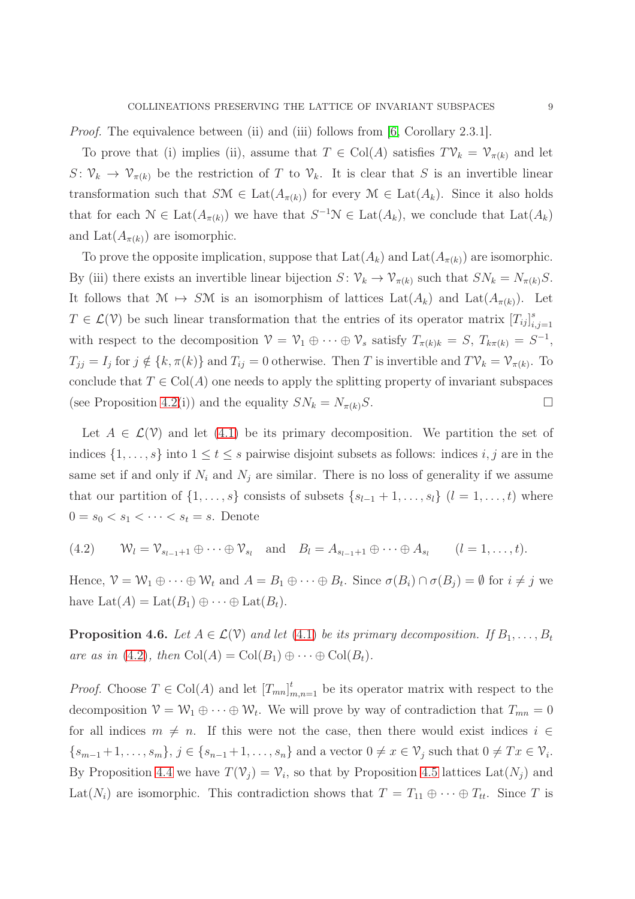*Proof.* The equivalence between (ii) and (iii) follows from [6, Corollary 2.3.1].

To prove that (i) implies (ii), assume that $T \in \mathrm{Col}(A)$ satisfies $T\mathcal{V}_k = \mathcal{V}_{\pi(k)}$ and let $S\colon \mathcal{V}_k \to \mathcal{V}_{\pi(k)}$ be the restriction of $T$ to $\mathcal{V}_k$. It is clear that $S$ is an invertible linear transformation such that $S\mathcal{M} \in \mathrm{Lat}(A_{\pi(k)})$ for every $\mathcal{M} \in \mathrm{Lat}(A_k)$. Since it also holds that for each $\mathcal{N} \in \mathrm{Lat}(A_{\pi(k)})$ we have that $S^{-1}\mathcal{N} \in \mathrm{Lat}(A_k)$, we conclude that $\mathrm{Lat}(A_k)$ and $\mathrm{Lat}(A_{\pi(k)})$ are isomorphic.

To prove the opposite implication, suppose that $\mathrm{Lat}(A_k)$ and $\mathrm{Lat}(A_{\pi(k)})$ are isomorphic. By (iii) there exists an invertible linear bijection $S\colon \mathcal{V}_k \to \mathcal{V}_{\pi(k)}$ such that $SN_k = N_{\pi(k)}S$. It follows that $\mathcal{M} \mapsto S\mathcal{M}$ is an isomorphism of lattices $\mathrm{Lat}(A_k)$ and $\mathrm{Lat}(A_{\pi(k)})$. Let $T \in \mathcal{L}(\mathcal{V})$ be such linear transformation that the entries of its operator matrix $[T_{ij}]_{i,j=1}^s$ with respect to the decomposition $\mathcal{V} = \mathcal{V}_1 \oplus \cdots \oplus \mathcal{V}_s$ satisfy $T_{\pi(k)k} = S$, $T_{k\pi(k)} = S^{-1}$, $T_{jj} = I_j$ for $j \notin \{k, \pi(k)\}$ and $T_{ij} = 0$ otherwise. Then $T$ is invertible and $T\mathcal{V}_k = \mathcal{V}_{\pi(k)}$. To conclude that $T \in \mathrm{Col}(A)$ one needs to apply the splitting property of invariant subspaces (see Proposition 4.2(i)) and the equality $SN_k = N_{\pi(k)}S$. $\square$

Let $A \in \mathcal{L}(\mathcal{V})$ and let (4.1) be its primary decomposition. We partition the set of indices $\{1, \ldots, s\}$ into $1 \le t \le s$ pairwise disjoint subsets as follows: indices $i, j$ are in the same set if and only if $N_i$ and $N_j$ are similar. There is no loss of generality if we assume that our partition of $\{1, \ldots, s\}$ consists of subsets $\{s_{l-1}+1, \ldots, s_l\}$ $(l = 1, \ldots, t)$ where $0 = s_0 < s_1 < \cdots < s_t = s$. Denote

$$\mathcal{W}_l = \mathcal{V}_{s_{l-1}+1} \oplus \cdots \oplus \mathcal{V}_{s_l} \quad \text{and} \quad B_l = A_{s_{l-1}+1} \oplus \cdots \oplus A_{s_l} \qquad (l = 1, \ldots, t). \tag{4.2}$$

Hence, $\mathcal{V} = \mathcal{W}_1 \oplus \cdots \oplus \mathcal{W}_t$ and $A = B_1 \oplus \cdots \oplus B_t$. Since $\sigma(B_i) \cap \sigma(B_j) = \emptyset$ for $i \neq j$ we have $\mathrm{Lat}(A) = \mathrm{Lat}(B_1) \oplus \cdots \oplus \mathrm{Lat}(B_t)$.

**Proposition 4.6.** *Let $A \in \mathcal{L}(\mathcal{V})$ and let (4.1) be its primary decomposition. If $B_1, \ldots, B_t$ are as in (4.2), then $\mathrm{Col}(A) = \mathrm{Col}(B_1) \oplus \cdots \oplus \mathrm{Col}(B_t)$.*

*Proof.* Choose $T \in \mathrm{Col}(A)$ and let $[T_{mn}]_{m,n=1}^t$ be its operator matrix with respect to the decomposition $\mathcal{V} = \mathcal{W}_1 \oplus \cdots \oplus \mathcal{W}_t$. We will prove by way of contradiction that $T_{mn} = 0$ for all indices $m \neq n$. If this were not the case, then there would exist indices $i \in \{s_{m-1}+1, \ldots, s_m\}$, $j \in \{s_{n-1}+1, \ldots, s_n\}$ and a vector $0 \neq x \in \mathcal{V}_j$ such that $0 \neq Tx \in \mathcal{V}_i$. By Proposition 4.4 we have $T(\mathcal{V}_j) = \mathcal{V}_i$, so that by Proposition 4.5 lattices $\mathrm{Lat}(N_j)$ and $\mathrm{Lat}(N_i)$ are isomorphic. This contradiction shows that $T = T_{11} \oplus \cdots \oplus T_{tt}$. Since $T$ is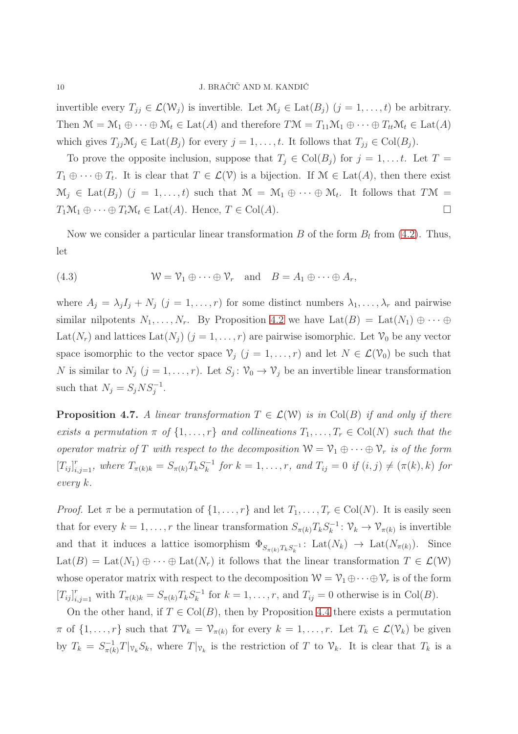invertible every $T_{jj} \in \mathcal{L}(\mathcal{W}_j)$ is invertible. Let $\mathcal{M}_j \in \mathrm{Lat}(B_j)$ $(j = 1, \ldots, t)$ be arbitrary. Then $\mathcal{M} = \mathcal{M}_1 \oplus \cdots \oplus \mathcal{M}_t \in \mathrm{Lat}(A)$ and therefore $T\mathcal{M} = T_{11}\mathcal{M}_1 \oplus \cdots \oplus T_{tt}\mathcal{M}_t \in \mathrm{Lat}(A)$ which gives $T_{jj}\mathcal{M}_j \in \mathrm{Lat}(B_j)$ for every $j = 1, \ldots, t$. It follows that $T_{jj} \in \mathrm{Col}(B_j)$.

To prove the opposite inclusion, suppose that $T_j \in \mathrm{Col}(B_j)$ for $j = 1, \ldots t$. Let $T = T_1 \oplus \cdots \oplus T_t$. It is clear that $T \in \mathcal{L}(\mathcal{V})$ is a bijection. If $\mathcal{M} \in \mathrm{Lat}(A)$, then there exist $\mathcal{M}_j \in \mathrm{Lat}(B_j)$ $(j = 1, \ldots, t)$ such that $\mathcal{M} = \mathcal{M}_1 \oplus \cdots \oplus \mathcal{M}_t$. It follows that $T\mathcal{M} = T_1\mathcal{M}_1 \oplus \cdots \oplus T_t\mathcal{M}_t \in \mathrm{Lat}(A)$. Hence, $T \in \mathrm{Col}(A)$. □

Now we consider a particular linear transformation $B$ of the form $B_l$ from (4.2). Thus, let

$$\mathcal{W} = \mathcal{V}_1 \oplus \cdots \oplus \mathcal{V}_r \quad \text{and} \quad B = A_1 \oplus \cdots \oplus A_r, \tag{4.3}$$

where $A_j = \lambda_j I_j + N_j$ $(j = 1, \ldots, r)$ for some distinct numbers $\lambda_1, \ldots, \lambda_r$ and pairwise similar nilpotents $N_1, \ldots, N_r$. By Proposition 4.2 we have $\mathrm{Lat}(B) = \mathrm{Lat}(N_1) \oplus \cdots \oplus \mathrm{Lat}(N_r)$ and lattices $\mathrm{Lat}(N_j)$ $(j = 1, \ldots, r)$ are pairwise isomorphic. Let $\mathcal{V}_0$ be any vector space isomorphic to the vector space $\mathcal{V}_j$ $(j = 1, \ldots, r)$ and let $N \in \mathcal{L}(\mathcal{V}_0)$ be such that $N$ is similar to $N_j$ $(j = 1, \ldots, r)$. Let $S_j \colon \mathcal{V}_0 \to \mathcal{V}_j$ be an invertible linear transformation such that $N_j = S_j N S_j^{-1}$.

**Proposition 4.7.** *A linear transformation $T \in \mathcal{L}(\mathcal{W})$ is in $\mathrm{Col}(B)$ if and only if there exists a permutation $\pi$ of $\{1, \ldots, r\}$ and collineations $T_1, \ldots, T_r \in \mathrm{Col}(N)$ such that the operator matrix of $T$ with respect to the decomposition $\mathcal{W} = \mathcal{V}_1 \oplus \cdots \oplus \mathcal{V}_r$ is of the form $[T_{ij}]_{i,j=1}^r$, where $T_{\pi(k)k} = S_{\pi(k)} T_k S_k^{-1}$ for $k = 1, \ldots, r$, and $T_{ij} = 0$ if $(i,j) \neq (\pi(k), k)$ for every $k$.*

*Proof.* Let $\pi$ be a permutation of $\{1, \ldots, r\}$ and let $T_1, \ldots, T_r \in \mathrm{Col}(N)$. It is easily seen that for every $k = 1, \ldots, r$ the linear transformation $S_{\pi(k)} T_k S_k^{-1} \colon \mathcal{V}_k \to \mathcal{V}_{\pi(k)}$ is invertible and that it induces a lattice isomorphism $\Phi_{S_{\pi(k)} T_k S_k^{-1}} \colon \mathrm{Lat}(N_k) \to \mathrm{Lat}(N_{\pi(k)})$. Since $\mathrm{Lat}(B) = \mathrm{Lat}(N_1) \oplus \cdots \oplus \mathrm{Lat}(N_r)$ it follows that the linear transformation $T \in \mathcal{L}(\mathcal{W})$ whose operator matrix with respect to the decomposition $\mathcal{W} = \mathcal{V}_1 \oplus \cdots \oplus \mathcal{V}_r$ is of the form $[T_{ij}]_{i,j=1}^r$ with $T_{\pi(k)k} = S_{\pi(k)} T_k S_k^{-1}$ for $k = 1, \ldots, r$, and $T_{ij} = 0$ otherwise is in $\mathrm{Col}(B)$.

On the other hand, if $T \in \mathrm{Col}(B)$, then by Proposition 4.4 there exists a permutation $\pi$ of $\{1, \ldots, r\}$ such that $T\mathcal{V}_k = \mathcal{V}_{\pi(k)}$ for every $k = 1, \ldots, r$. Let $T_k \in \mathcal{L}(\mathcal{V}_k)$ be given by $T_k = S_{\pi(k)}^{-1} T|_{\mathcal{V}_k} S_k$, where $T|_{\mathcal{V}_k}$ is the restriction of $T$ to $\mathcal{V}_k$. It is clear that $T_k$ is a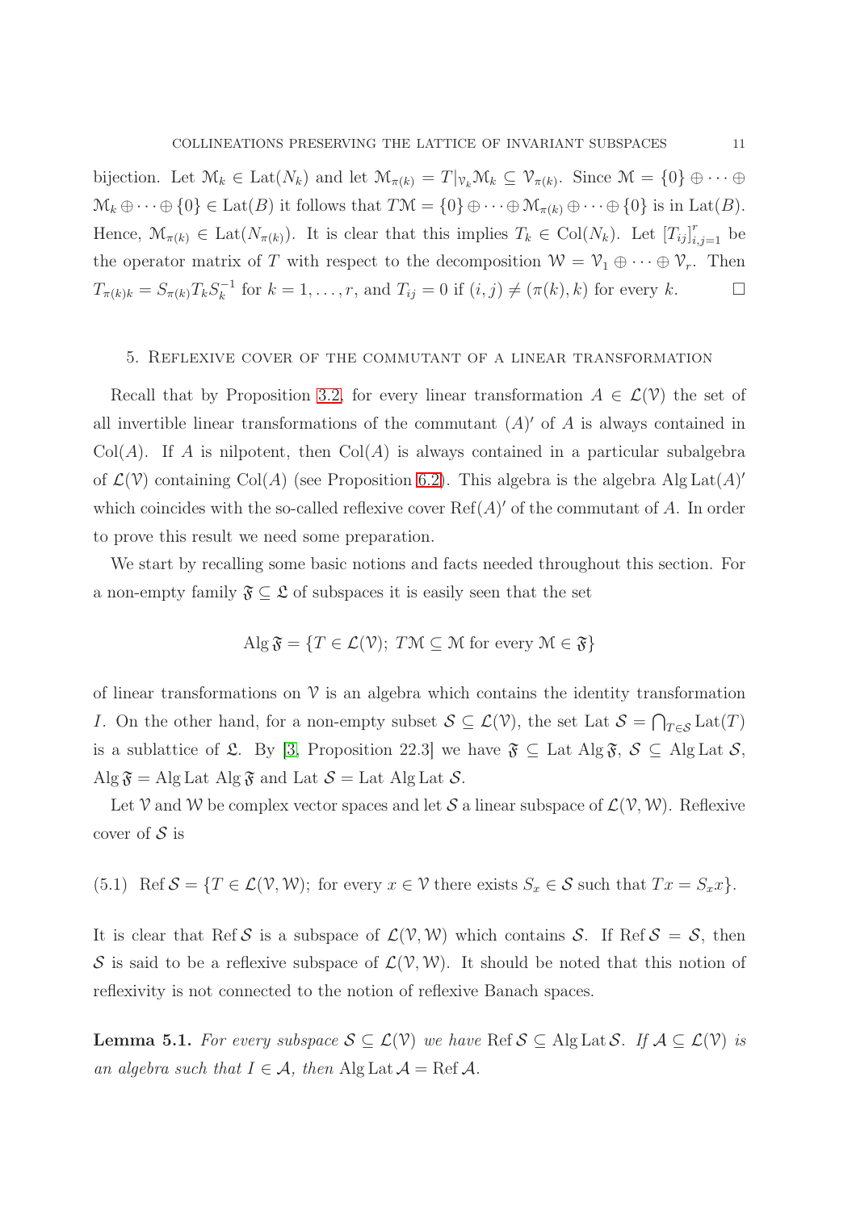bijection. Let $\mathcal{M}_k \in \operatorname{Lat}(N_k)$ and let $\mathcal{M}_{\pi(k)} = T|_{\mathcal{V}_k}\mathcal{M}_k \subseteq \mathcal{V}_{\pi(k)}$. Since $\mathcal{M} = \{0\} \oplus \cdots \oplus \mathcal{M}_k \oplus \cdots \oplus \{0\} \in \operatorname{Lat}(B)$ it follows that $T\mathcal{M} = \{0\} \oplus \cdots \oplus \mathcal{M}_{\pi(k)} \oplus \cdots \oplus \{0\}$ is in $\operatorname{Lat}(B)$. Hence, $\mathcal{M}_{\pi(k)} \in \operatorname{Lat}(N_{\pi(k)})$. It is clear that this implies $T_k \in \operatorname{Col}(N_k)$. Let $[T_{ij}]_{i,j=1}^r$ be the operator matrix of $T$ with respect to the decomposition $\mathcal{W} = \mathcal{V}_1 \oplus \cdots \oplus \mathcal{V}_r$. Then $T_{\pi(k)k} = S_{\pi(k)} T_k S_k^{-1}$ for $k = 1, \ldots, r$, and $T_{ij} = 0$ if $(i,j) \neq (\pi(k), k)$ for every $k$. $\square$

## 5. Reflexive cover of the commutant of a linear transformation

Recall that by Proposition 3.2, for every linear transformation $A \in \mathcal{L}(\mathcal{V})$ the set of all invertible linear transformations of the commutant $(A)'$ of $A$ is always contained in $\operatorname{Col}(A)$. If $A$ is nilpotent, then $\operatorname{Col}(A)$ is always contained in a particular subalgebra of $\mathcal{L}(\mathcal{V})$ containing $\operatorname{Col}(A)$ (see Proposition 6.2). This algebra is the algebra $\operatorname{Alg}\operatorname{Lat}(A)'$ which coincides with the so-called reflexive cover $\operatorname{Ref}(A)'$ of the commutant of $A$. In order to prove this result we need some preparation.

We start by recalling some basic notions and facts needed throughout this section. For a non-empty family $\mathfrak{F} \subseteq \mathfrak{L}$ of subspaces it is easily seen that the set

$$\operatorname{Alg}\mathfrak{F} = \{T \in \mathcal{L}(\mathcal{V});\ T\mathcal{M} \subseteq \mathcal{M} \text{ for every } \mathcal{M} \in \mathfrak{F}\}$$

of linear transformations on $\mathcal{V}$ is an algebra which contains the identity transformation $I$. On the other hand, for a non-empty subset $\mathcal{S} \subseteq \mathcal{L}(\mathcal{V})$, the set $\operatorname{Lat}\mathcal{S} = \bigcap_{T \in \mathcal{S}} \operatorname{Lat}(T)$ is a sublattice of $\mathfrak{L}$. By [3, Proposition 22.3] we have $\mathfrak{F} \subseteq \operatorname{Lat}\operatorname{Alg}\mathfrak{F}$, $\mathcal{S} \subseteq \operatorname{Alg}\operatorname{Lat}\mathcal{S}$, $\operatorname{Alg}\mathfrak{F} = \operatorname{Alg}\operatorname{Lat}\operatorname{Alg}\mathfrak{F}$ and $\operatorname{Lat}\mathcal{S} = \operatorname{Lat}\operatorname{Alg}\operatorname{Lat}\mathcal{S}$.

Let $\mathcal{V}$ and $\mathcal{W}$ be complex vector spaces and let $\mathcal{S}$ a linear subspace of $\mathcal{L}(\mathcal{V}, \mathcal{W})$. Reflexive cover of $\mathcal{S}$ is

$$\operatorname{Ref}\mathcal{S} = \{T \in \mathcal{L}(\mathcal{V}, \mathcal{W});\ \text{for every } x \in \mathcal{V} \text{ there exists } S_x \in \mathcal{S} \text{ such that } Tx = S_x x\}. \tag{5.1}$$

It is clear that $\operatorname{Ref}\mathcal{S}$ is a subspace of $\mathcal{L}(\mathcal{V}, \mathcal{W})$ which contains $\mathcal{S}$. If $\operatorname{Ref}\mathcal{S} = \mathcal{S}$, then $\mathcal{S}$ is said to be a reflexive subspace of $\mathcal{L}(\mathcal{V}, \mathcal{W})$. It should be noted that this notion of reflexivity is not connected to the notion of reflexive Banach spaces.

**Lemma 5.1.** *For every subspace $\mathcal{S} \subseteq \mathcal{L}(\mathcal{V})$ we have $\operatorname{Ref}\mathcal{S} \subseteq \operatorname{Alg}\operatorname{Lat}\mathcal{S}$. If $\mathcal{A} \subseteq \mathcal{L}(\mathcal{V})$ is an algebra such that $I \in \mathcal{A}$, then $\operatorname{Alg}\operatorname{Lat}\mathcal{A} = \operatorname{Ref}\mathcal{A}$.*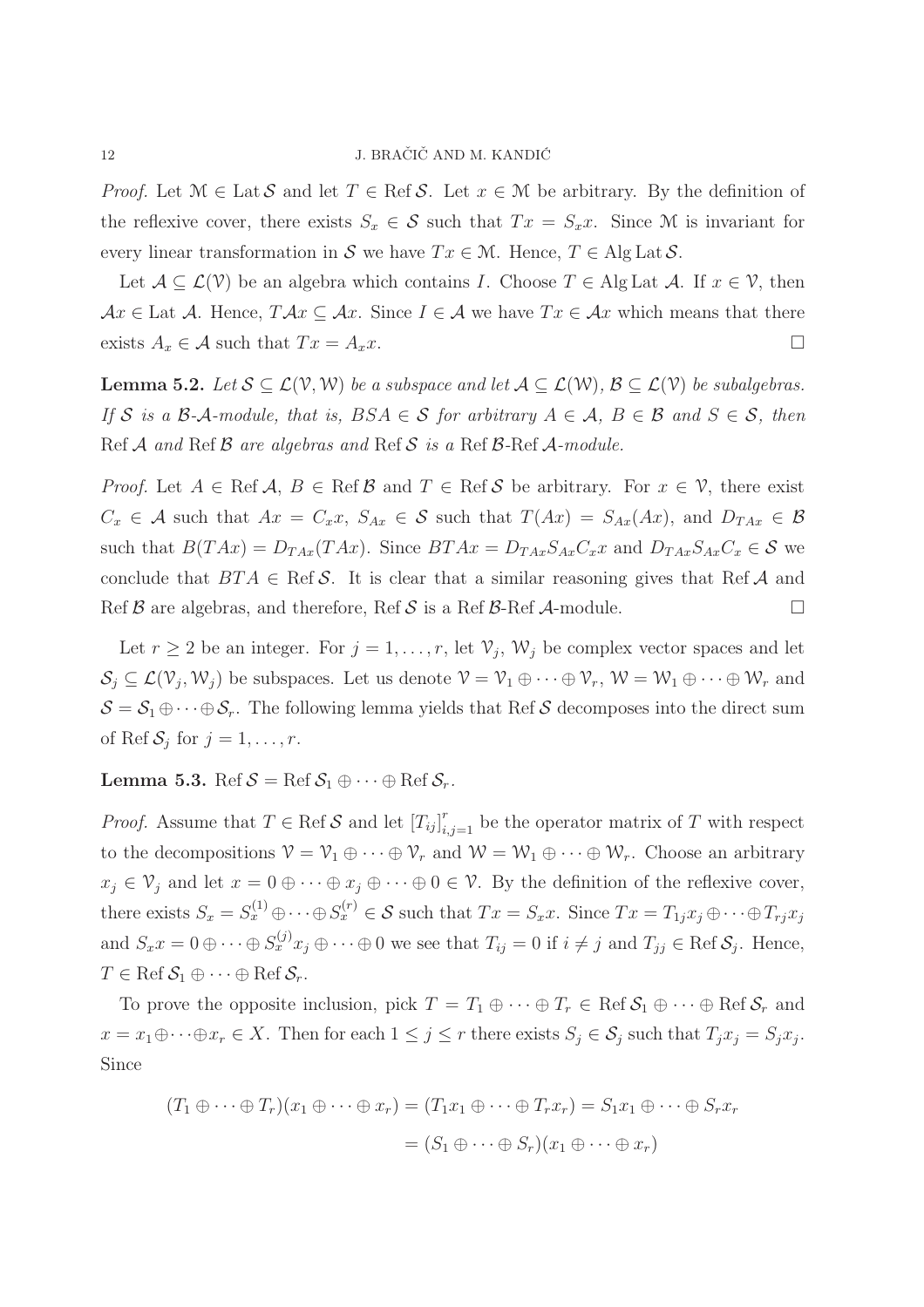*Proof.* Let $\mathcal{M} \in \operatorname{Lat} \mathcal{S}$ and let $T \in \operatorname{Ref} \mathcal{S}$. Let $x \in \mathcal{M}$ be arbitrary. By the definition of the reflexive cover, there exists $S_x \in \mathcal{S}$ such that $Tx = S_x x$. Since $\mathcal{M}$ is invariant for every linear transformation in $\mathcal{S}$ we have $Tx \in \mathcal{M}$. Hence, $T \in \operatorname{Alg} \operatorname{Lat} \mathcal{S}$.

Let $\mathcal{A} \subseteq \mathcal{L}(\mathcal{V})$ be an algebra which contains $I$. Choose $T \in \operatorname{Alg} \operatorname{Lat} \mathcal{A}$. If $x \in \mathcal{V}$, then $\mathcal{A}x \in \operatorname{Lat} \mathcal{A}$. Hence, $T\mathcal{A}x \subseteq \mathcal{A}x$. Since $I \in \mathcal{A}$ we have $Tx \in \mathcal{A}x$ which means that there exists $A_x \in \mathcal{A}$ such that $Tx = A_x x$. □

**Lemma 5.2.** *Let $\mathcal{S} \subseteq \mathcal{L}(\mathcal{V}, \mathcal{W})$ be a subspace and let $\mathcal{A} \subseteq \mathcal{L}(\mathcal{W})$, $\mathcal{B} \subseteq \mathcal{L}(\mathcal{V})$ be subalgebras. If $\mathcal{S}$ is a $\mathcal{B}$-$\mathcal{A}$-module, that is, $BSA \in \mathcal{S}$ for arbitrary $A \in \mathcal{A}$, $B \in \mathcal{B}$ and $S \in \mathcal{S}$, then $\operatorname{Ref} \mathcal{A}$ and $\operatorname{Ref} \mathcal{B}$ are algebras and $\operatorname{Ref} \mathcal{S}$ is a $\operatorname{Ref} \mathcal{B}$-$\operatorname{Ref} \mathcal{A}$-module.*

*Proof.* Let $A \in \operatorname{Ref} \mathcal{A}$, $B \in \operatorname{Ref} \mathcal{B}$ and $T \in \operatorname{Ref} \mathcal{S}$ be arbitrary. For $x \in \mathcal{V}$, there exist $C_x \in \mathcal{A}$ such that $Ax = C_x x$, $S_{Ax} \in \mathcal{S}$ such that $T(Ax) = S_{Ax}(Ax)$, and $D_{TAx} \in \mathcal{B}$ such that $B(TAx) = D_{TAx}(TAx)$. Since $BTAx = D_{TAx} S_{Ax} C_x x$ and $D_{TAx} S_{Ax} C_x \in \mathcal{S}$ we conclude that $BTA \in \operatorname{Ref} \mathcal{S}$. It is clear that a similar reasoning gives that $\operatorname{Ref} \mathcal{A}$ and $\operatorname{Ref} \mathcal{B}$ are algebras, and therefore, $\operatorname{Ref} \mathcal{S}$ is a $\operatorname{Ref} \mathcal{B}$-$\operatorname{Ref} \mathcal{A}$-module. □

Let $r \geq 2$ be an integer. For $j = 1, \ldots, r$, let $\mathcal{V}_j$, $\mathcal{W}_j$ be complex vector spaces and let $\mathcal{S}_j \subseteq \mathcal{L}(\mathcal{V}_j, \mathcal{W}_j)$ be subspaces. Let us denote $\mathcal{V} = \mathcal{V}_1 \oplus \cdots \oplus \mathcal{V}_r$, $\mathcal{W} = \mathcal{W}_1 \oplus \cdots \oplus \mathcal{W}_r$ and $\mathcal{S} = \mathcal{S}_1 \oplus \cdots \oplus \mathcal{S}_r$. The following lemma yields that $\operatorname{Ref} \mathcal{S}$ decomposes into the direct sum of $\operatorname{Ref} \mathcal{S}_j$ for $j = 1, \ldots, r$.

**Lemma 5.3.** $\operatorname{Ref} \mathcal{S} = \operatorname{Ref} \mathcal{S}_1 \oplus \cdots \oplus \operatorname{Ref} \mathcal{S}_r$.

*Proof.* Assume that $T \in \operatorname{Ref} \mathcal{S}$ and let $[T_{ij}]_{i,j=1}^r$ be the operator matrix of $T$ with respect to the decompositions $\mathcal{V} = \mathcal{V}_1 \oplus \cdots \oplus \mathcal{V}_r$ and $\mathcal{W} = \mathcal{W}_1 \oplus \cdots \oplus \mathcal{W}_r$. Choose an arbitrary $x_j \in \mathcal{V}_j$ and let $x = 0 \oplus \cdots \oplus x_j \oplus \cdots \oplus 0 \in \mathcal{V}$. By the definition of the reflexive cover, there exists $S_x = S_x^{(1)} \oplus \cdots \oplus S_x^{(r)} \in \mathcal{S}$ such that $Tx = S_x x$. Since $Tx = T_{1j}x_j \oplus \cdots \oplus T_{rj}x_j$ and $S_x x = 0 \oplus \cdots \oplus S_x^{(j)} x_j \oplus \cdots \oplus 0$ we see that $T_{ij} = 0$ if $i \neq j$ and $T_{jj} \in \operatorname{Ref} \mathcal{S}_j$. Hence, $T \in \operatorname{Ref} \mathcal{S}_1 \oplus \cdots \oplus \operatorname{Ref} \mathcal{S}_r$.

To prove the opposite inclusion, pick $T = T_1 \oplus \cdots \oplus T_r \in \operatorname{Ref} \mathcal{S}_1 \oplus \cdots \oplus \operatorname{Ref} \mathcal{S}_r$ and $x = x_1 \oplus \cdots \oplus x_r \in X$. Then for each $1 \leq j \leq r$ there exists $S_j \in \mathcal{S}_j$ such that $T_j x_j = S_j x_j$. Since

$$(T_1 \oplus \cdots \oplus T_r)(x_1 \oplus \cdots \oplus x_r) = (T_1 x_1 \oplus \cdots \oplus T_r x_r) = S_1 x_1 \oplus \cdots \oplus S_r x_r$$
$$= (S_1 \oplus \cdots \oplus S_r)(x_1 \oplus \cdots \oplus x_r)$$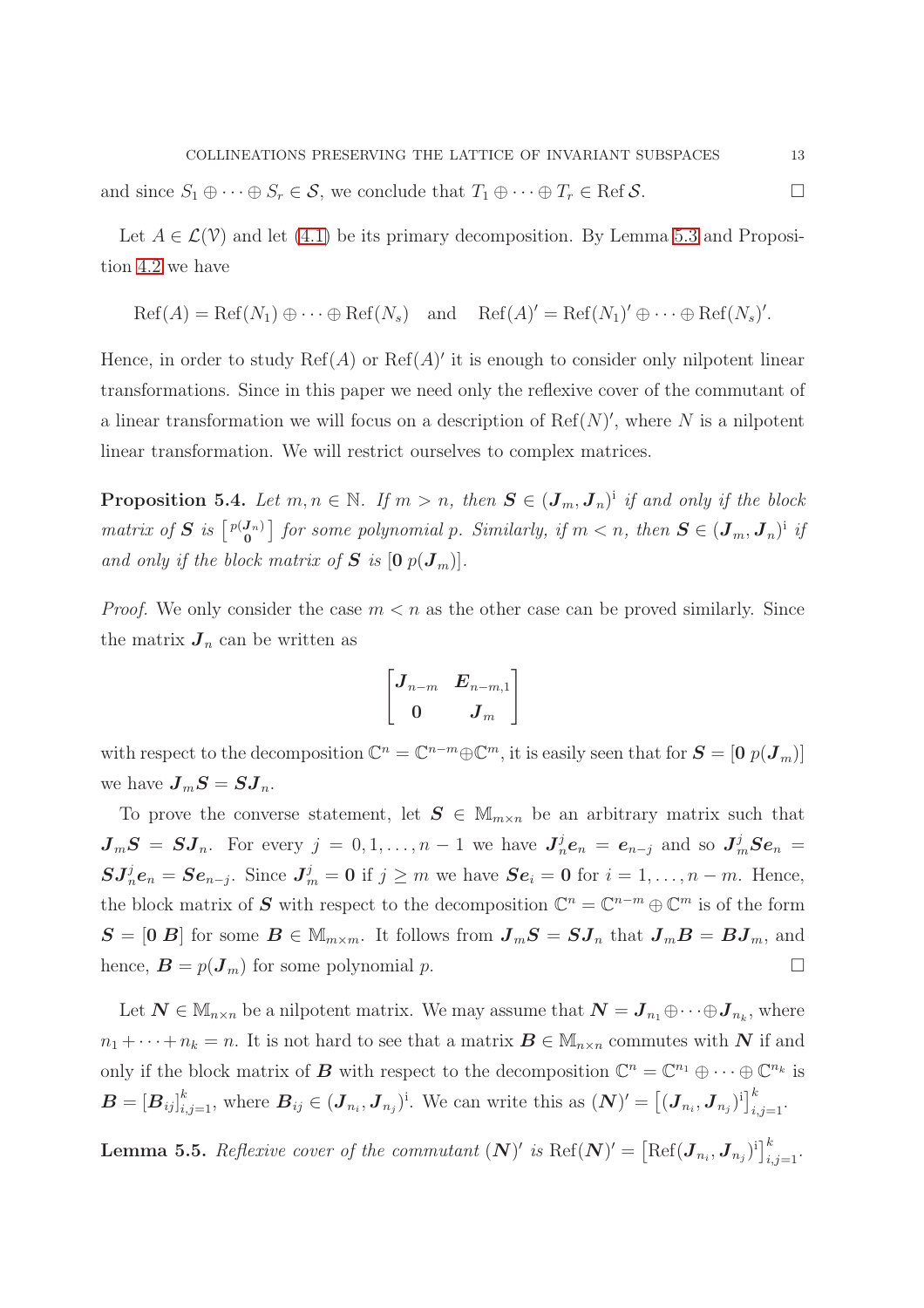and since $S_1 \oplus \cdots \oplus S_r \in \mathcal{S}$, we conclude that $T_1 \oplus \cdots \oplus T_r \in \operatorname{Ref} \mathcal{S}$. $\square$

Let $A \in \mathcal{L}(\mathcal{V})$ and let (4.1) be its primary decomposition. By Lemma 5.3 and Proposition 4.2 we have

$$\operatorname{Ref}(A) = \operatorname{Ref}(N_1) \oplus \cdots \oplus \operatorname{Ref}(N_s) \quad \text{and} \quad \operatorname{Ref}(A)' = \operatorname{Ref}(N_1)' \oplus \cdots \oplus \operatorname{Ref}(N_s)'.$$

Hence, in order to study $\operatorname{Ref}(A)$ or $\operatorname{Ref}(A)'$ it is enough to consider only nilpotent linear transformations. Since in this paper we need only the reflexive cover of the commutant of a linear transformation we will focus on a description of $\operatorname{Ref}(N)'$, where $N$ is a nilpotent linear transformation. We will restrict ourselves to complex matrices.

**Proposition 5.4.** *Let $m, n \in \mathbb{N}$. If $m > n$, then $\boldsymbol{S} \in (\boldsymbol{J}_m, \boldsymbol{J}_n)^{\mathrm{i}}$ if and only if the block matrix of $\boldsymbol{S}$ is $\left[\begin{smallmatrix} p(\boldsymbol{J}_n) \\ \boldsymbol{0} \end{smallmatrix}\right]$ for some polynomial $p$. Similarly, if $m < n$, then $\boldsymbol{S} \in (\boldsymbol{J}_m, \boldsymbol{J}_n)^{\mathrm{i}}$ if and only if the block matrix of $\boldsymbol{S}$ is $[\boldsymbol{0}\; p(\boldsymbol{J}_m)]$.*

*Proof.* We only consider the case $m < n$ as the other case can be proved similarly. Since the matrix $\boldsymbol{J}_n$ can be written as

$$\begin{bmatrix} \boldsymbol{J}_{n-m} & \boldsymbol{E}_{n-m,1} \\ \boldsymbol{0} & \boldsymbol{J}_m \end{bmatrix}$$

with respect to the decomposition $\mathbb{C}^n = \mathbb{C}^{n-m} \oplus \mathbb{C}^m$, it is easily seen that for $\boldsymbol{S} = [\boldsymbol{0}\; p(\boldsymbol{J}_m)]$ we have $\boldsymbol{J}_m \boldsymbol{S} = \boldsymbol{S} \boldsymbol{J}_n$.

To prove the converse statement, let $\boldsymbol{S} \in \mathbb{M}_{m \times n}$ be an arbitrary matrix such that $\boldsymbol{J}_m \boldsymbol{S} = \boldsymbol{S} \boldsymbol{J}_n$. For every $j = 0, 1, \ldots, n-1$ we have $\boldsymbol{J}_n^j \boldsymbol{e}_n = \boldsymbol{e}_{n-j}$ and so $\boldsymbol{J}_m^j \boldsymbol{S} \boldsymbol{e}_n = \boldsymbol{S} \boldsymbol{J}_n^j \boldsymbol{e}_n = \boldsymbol{S} \boldsymbol{e}_{n-j}$. Since $\boldsymbol{J}_m^j = \boldsymbol{0}$ if $j \geq m$ we have $\boldsymbol{S} \boldsymbol{e}_i = \boldsymbol{0}$ for $i = 1, \ldots, n-m$. Hence, the block matrix of $\boldsymbol{S}$ with respect to the decomposition $\mathbb{C}^n = \mathbb{C}^{n-m} \oplus \mathbb{C}^m$ is of the form $\boldsymbol{S} = [\boldsymbol{0}\; \boldsymbol{B}]$ for some $\boldsymbol{B} \in \mathbb{M}_{m \times m}$. It follows from $\boldsymbol{J}_m \boldsymbol{S} = \boldsymbol{S} \boldsymbol{J}_n$ that $\boldsymbol{J}_m \boldsymbol{B} = \boldsymbol{B} \boldsymbol{J}_m$, and hence, $\boldsymbol{B} = p(\boldsymbol{J}_m)$ for some polynomial $p$. $\square$

Let $\boldsymbol{N} \in \mathbb{M}_{n \times n}$ be a nilpotent matrix. We may assume that $\boldsymbol{N} = \boldsymbol{J}_{n_1} \oplus \cdots \oplus \boldsymbol{J}_{n_k}$, where $n_1 + \cdots + n_k = n$. It is not hard to see that a matrix $\boldsymbol{B} \in \mathbb{M}_{n \times n}$ commutes with $\boldsymbol{N}$ if and only if the block matrix of $\boldsymbol{B}$ with respect to the decomposition $\mathbb{C}^n = \mathbb{C}^{n_1} \oplus \cdots \oplus \mathbb{C}^{n_k}$ is $\boldsymbol{B} = [\boldsymbol{B}_{ij}]_{i,j=1}^k$, where $\boldsymbol{B}_{ij} \in (\boldsymbol{J}_{n_i}, \boldsymbol{J}_{n_j})^{\mathrm{i}}$. We can write this as $(\boldsymbol{N})' = \left[(\boldsymbol{J}_{n_i}, \boldsymbol{J}_{n_j})^{\mathrm{i}}\right]_{i,j=1}^k$.

**Lemma 5.5.** *Reflexive cover of the commutant $(\boldsymbol{N})'$ is $\operatorname{Ref}(\boldsymbol{N})' = \left[\operatorname{Ref}(\boldsymbol{J}_{n_i}, \boldsymbol{J}_{n_j})^{\mathrm{i}}\right]_{i,j=1}^k$.*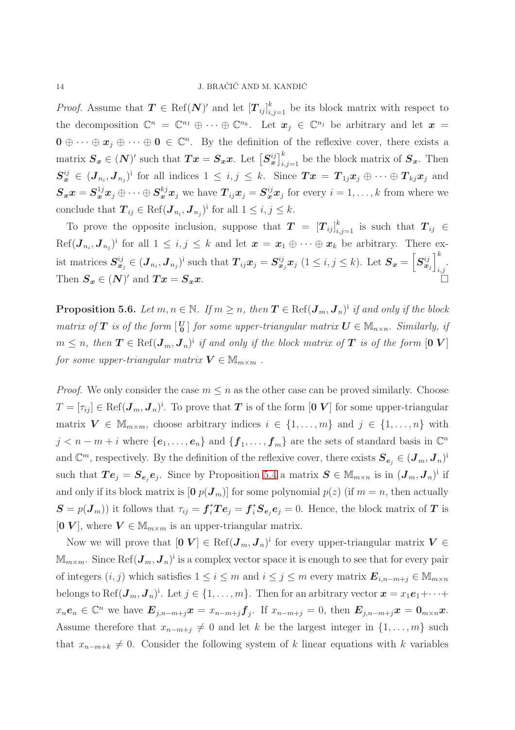*Proof.* Assume that $\boldsymbol{T} \in \operatorname{Ref}(\boldsymbol{N})'$ and let $[\boldsymbol{T}_{ij}]_{i,j=1}^k$ be its block matrix with respect to the decomposition $\mathbb{C}^n = \mathbb{C}^{n_1} \oplus \cdots \oplus \mathbb{C}^{n_k}$. Let $\boldsymbol{x}_j \in \mathbb{C}^{n_j}$ be arbitrary and let $\boldsymbol{x} = \boldsymbol{0} \oplus \cdots \oplus \boldsymbol{x}_j \oplus \cdots \oplus \boldsymbol{0} \in \mathbb{C}^n$. By the definition of the reflexive cover, there exists a matrix $\boldsymbol{S}_{\boldsymbol{x}} \in (\boldsymbol{N})'$ such that $\boldsymbol{T}\boldsymbol{x} = \boldsymbol{S}_{\boldsymbol{x}}\boldsymbol{x}$. Let $\left[\boldsymbol{S}_{\boldsymbol{x}}^{ij}\right]_{i,j=1}^k$ be the block matrix of $\boldsymbol{S}_{\boldsymbol{x}}$. Then $\boldsymbol{S}_{\boldsymbol{x}}^{ij} \in (\boldsymbol{J}_{n_i}, \boldsymbol{J}_{n_j})^{\mathrm{i}}$ for all indices $1 \leq i,j \leq k$. Since $\boldsymbol{T}\boldsymbol{x} = \boldsymbol{T}_{1j}\boldsymbol{x}_j \oplus \cdots \oplus \boldsymbol{T}_{kj}\boldsymbol{x}_j$ and $\boldsymbol{S}_{\boldsymbol{x}}\boldsymbol{x} = \boldsymbol{S}_{\boldsymbol{x}}^{1j}\boldsymbol{x}_j \oplus \cdots \oplus \boldsymbol{S}_{\boldsymbol{x}}^{kj}\boldsymbol{x}_j$ we have $\boldsymbol{T}_{ij}\boldsymbol{x}_j = \boldsymbol{S}_{\boldsymbol{x}}^{ij}\boldsymbol{x}_j$ for every $i = 1, \ldots, k$ from where we conclude that $\boldsymbol{T}_{ij} \in \operatorname{Ref}(\boldsymbol{J}_{n_i}, \boldsymbol{J}_{n_j})^{\mathrm{i}}$ for all $1 \leq i,j \leq k$.

To prove the opposite inclusion, suppose that $\boldsymbol{T} = [\boldsymbol{T}_{ij}]_{i,j=1}^k$ is such that $\boldsymbol{T}_{ij} \in \operatorname{Ref}(\boldsymbol{J}_{n_i}, \boldsymbol{J}_{n_j})^{\mathrm{i}}$ for all $1 \leq i,j \leq k$ and let $\boldsymbol{x} = \boldsymbol{x}_1 \oplus \cdots \oplus \boldsymbol{x}_k$ be arbitrary. There exist matrices $\boldsymbol{S}_{\boldsymbol{x}_j}^{ij} \in (\boldsymbol{J}_{n_i}, \boldsymbol{J}_{n_j})^{\mathrm{i}}$ such that $\boldsymbol{T}_{ij}\boldsymbol{x}_j = \boldsymbol{S}_{\boldsymbol{x}_j}^{ij}\boldsymbol{x}_j$ $(1 \leq i,j \leq k)$. Let $\boldsymbol{S}_{\boldsymbol{x}} = \left[\boldsymbol{S}_{\boldsymbol{x}_j}^{ij}\right]_{i,j}^k$. Then $\boldsymbol{S}_{\boldsymbol{x}} \in (\boldsymbol{N})'$ and $\boldsymbol{T}\boldsymbol{x} = \boldsymbol{S}_{\boldsymbol{x}}\boldsymbol{x}$. $\square$

**Proposition 5.6.** *Let $m, n \in \mathbb{N}$. If $m \geq n$, then $\boldsymbol{T} \in \operatorname{Ref}(\boldsymbol{J}_m, \boldsymbol{J}_n)^{\mathrm{i}}$ if and only if the block matrix of $\boldsymbol{T}$ is of the form $\left[\begin{smallmatrix} \boldsymbol{U} \\ \boldsymbol{0} \end{smallmatrix}\right]$ for some upper-triangular matrix $\boldsymbol{U} \in \mathbb{M}_{n\times n}$. Similarly, if $m \leq n$, then $\boldsymbol{T} \in \operatorname{Ref}(\boldsymbol{J}_m, \boldsymbol{J}_n)^{\mathrm{i}}$ if and only if the block matrix of $\boldsymbol{T}$ is of the form $[\boldsymbol{0}\ \boldsymbol{V}]$ for some upper-triangular matrix $\boldsymbol{V} \in \mathbb{M}_{m\times m}$ .*

*Proof.* We only consider the case $m \leq n$ as the other case can be proved similarly. Choose $T = [\tau_{ij}] \in \operatorname{Ref}(\boldsymbol{J}_m, \boldsymbol{J}_n)^{\mathrm{i}}$. To prove that $\boldsymbol{T}$ is of the form $[\boldsymbol{0}\ \boldsymbol{V}]$ for some upper-triangular matrix $\boldsymbol{V} \in \mathbb{M}_{m\times m}$, choose arbitrary indices $i \in \{1, \ldots, m\}$ and $j \in \{1, \ldots, n\}$ with $j < n - m + i$ where $\{\boldsymbol{e}_1, \ldots, \boldsymbol{e}_n\}$ and $\{\boldsymbol{f}_1, \ldots, \boldsymbol{f}_m\}$ are the sets of standard basis in $\mathbb{C}^n$ and $\mathbb{C}^m$, respectively. By the definition of the reflexive cover, there exists $\boldsymbol{S}_{\boldsymbol{e}_j} \in (\boldsymbol{J}_m, \boldsymbol{J}_n)^{\mathrm{i}}$ such that $\boldsymbol{T}\boldsymbol{e}_j = \boldsymbol{S}_{\boldsymbol{e}_j}\boldsymbol{e}_j$. Since by Proposition 5.4 a matrix $\boldsymbol{S} \in \mathbb{M}_{m\times n}$ is in $(\boldsymbol{J}_m, \boldsymbol{J}_n)^{\mathrm{i}}$ if and only if its block matrix is $[\boldsymbol{0}\ p(\boldsymbol{J}_m)]$ for some polynomial $p(z)$ (if $m = n$, then actually $\boldsymbol{S} = p(\boldsymbol{J}_m)$) it follows that $\tau_{ij} = \boldsymbol{f}_i^*\boldsymbol{T}\boldsymbol{e}_j = \boldsymbol{f}_i^*\boldsymbol{S}_{\boldsymbol{e}_j}\boldsymbol{e}_j = 0$. Hence, the block matrix of $\boldsymbol{T}$ is $[\boldsymbol{0}\ \boldsymbol{V}]$, where $\boldsymbol{V} \in \mathbb{M}_{m\times m}$ is an upper-triangular matrix.

Now we will prove that $[\boldsymbol{0}\ \boldsymbol{V}] \in \operatorname{Ref}(\boldsymbol{J}_m, \boldsymbol{J}_n)^{\mathrm{i}}$ for every upper-triangular matrix $\boldsymbol{V} \in \mathbb{M}_{m\times m}$. Since $\operatorname{Ref}(\boldsymbol{J}_m, \boldsymbol{J}_n)^{\mathrm{i}}$ is a complex vector space it is enough to see that for every pair of integers $(i,j)$ which satisfies $1 \leq i \leq m$ and $i \leq j \leq m$ every matrix $\boldsymbol{E}_{i,n-m+j} \in \mathbb{M}_{m\times n}$ belongs to $\operatorname{Ref}(\boldsymbol{J}_m, \boldsymbol{J}_n)^{\mathrm{i}}$. Let $j \in \{1, \ldots, m\}$. Then for an arbitrary vector $\boldsymbol{x} = x_1\boldsymbol{e}_1 + \cdots + x_n\boldsymbol{e}_n \in \mathbb{C}^n$ we have $\boldsymbol{E}_{j,n-m+j}\boldsymbol{x} = x_{n-m+j}\boldsymbol{f}_j$. If $x_{n-m+j} = 0$, then $\boldsymbol{E}_{j,n-m+j}\boldsymbol{x} = \boldsymbol{0}_{m\times n}\boldsymbol{x}$. Assume therefore that $x_{n-m+j} \neq 0$ and let $k$ be the largest integer in $\{1, \ldots, m\}$ such that $x_{n-m+k} \neq 0$. Consider the following system of $k$ linear equations with $k$ variables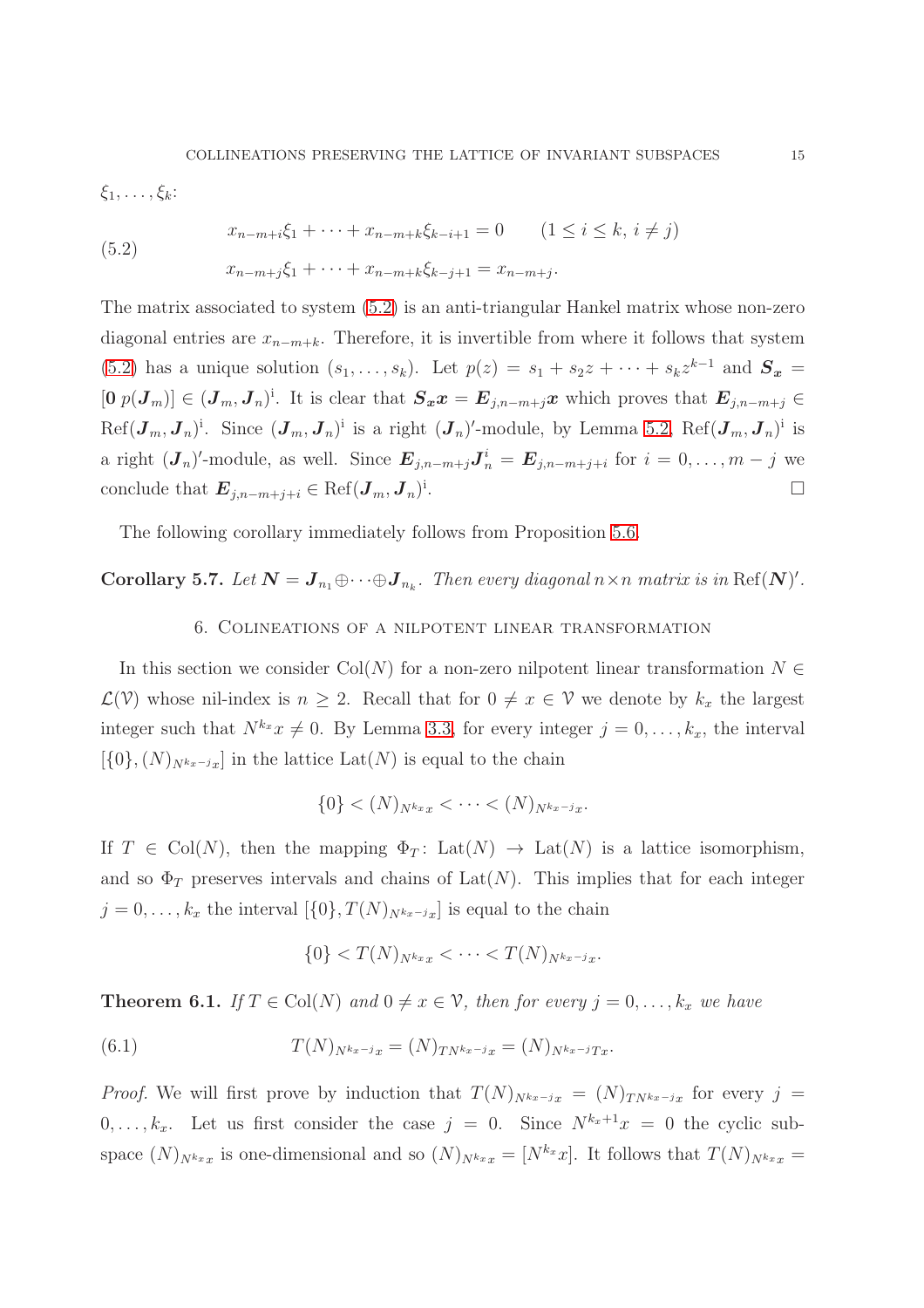$\xi_1, \ldots, \xi_k$:

$$
\begin{aligned}
&x_{n-m+i}\xi_1 + \cdots + x_{n-m+k}\xi_{k-i+1} = 0 \qquad (1 \le i \le k,\ i \ne j) \\
&x_{n-m+j}\xi_1 + \cdots + x_{n-m+k}\xi_{k-j+1} = x_{n-m+j}.
\end{aligned} \tag{5.2}
$$

The matrix associated to system (5.2) is an anti-triangular Hankel matrix whose non-zero diagonal entries are $x_{n-m+k}$. Therefore, it is invertible from where it follows that system (5.2) has a unique solution $(s_1, \ldots, s_k)$. Let $p(z) = s_1 + s_2 z + \cdots + s_k z^{k-1}$ and $\boldsymbol{S_x} = [\boldsymbol{0}\ p(\boldsymbol{J}_m)] \in (\boldsymbol{J}_m, \boldsymbol{J}_n)^{\mathrm{i}}$. It is clear that $\boldsymbol{S_x x} = \boldsymbol{E}_{j,n-m+j}\boldsymbol{x}$ which proves that $\boldsymbol{E}_{j,n-m+j} \in \mathrm{Ref}(\boldsymbol{J}_m, \boldsymbol{J}_n)^{\mathrm{i}}$. Since $(\boldsymbol{J}_m, \boldsymbol{J}_n)^{\mathrm{i}}$ is a right $(\boldsymbol{J}_n)'$-module, by Lemma 5.2, $\mathrm{Ref}(\boldsymbol{J}_m, \boldsymbol{J}_n)^{\mathrm{i}}$ is a right $(\boldsymbol{J}_n)'$-module, as well. Since $\boldsymbol{E}_{j,n-m+j}\boldsymbol{J}_n^i = \boldsymbol{E}_{j,n-m+j+i}$ for $i = 0, \ldots, m-j$ we conclude that $\boldsymbol{E}_{j,n-m+j+i} \in \mathrm{Ref}(\boldsymbol{J}_m, \boldsymbol{J}_n)^{\mathrm{i}}$. □

The following corollary immediately follows from Proposition 5.6.

**Corollary 5.7.** *Let $\boldsymbol{N} = \boldsymbol{J}_{n_1} \oplus \cdots \oplus \boldsymbol{J}_{n_k}$. Then every diagonal $n \times n$ matrix is in $\mathrm{Ref}(\boldsymbol{N})'$.*

## 6. Colineations of a nilpotent linear transformation

In this section we consider $\mathrm{Col}(N)$ for a non-zero nilpotent linear transformation $N \in \mathcal{L}(\mathcal{V})$ whose nil-index is $n \ge 2$. Recall that for $0 \ne x \in \mathcal{V}$ we denote by $k_x$ the largest integer such that $N^{k_x} x \ne 0$. By Lemma 3.3, for every integer $j = 0, \ldots, k_x$, the interval $[\{0\}, (N)_{N^{k_x - j}x}]$ in the lattice $\mathrm{Lat}(N)$ is equal to the chain

$$\{0\} < (N)_{N^{k_x}x} < \cdots < (N)_{N^{k_x-j}x}.$$

If $T \in \mathrm{Col}(N)$, then the mapping $\Phi_T \colon \mathrm{Lat}(N) \to \mathrm{Lat}(N)$ is a lattice isomorphism, and so $\Phi_T$ preserves intervals and chains of $\mathrm{Lat}(N)$. This implies that for each integer $j = 0, \ldots, k_x$ the interval $[\{0\}, T(N)_{N^{k_x-j}x}]$ is equal to the chain

$$\{0\} < T(N)_{N^{k_x}x} < \cdots < T(N)_{N^{k_x-j}x}.$$

**Theorem 6.1.** *If $T \in \mathrm{Col}(N)$ and $0 \ne x \in \mathcal{V}$, then for every $j = 0, \ldots, k_x$ we have*

$$T(N)_{N^{k_x-j}x} = (N)_{TN^{k_x-j}x} = (N)_{N^{k_x-j}Tx}. \tag{6.1}$$

*Proof.* We will first prove by induction that $T(N)_{N^{k_x-j}x} = (N)_{TN^{k_x-j}x}$ for every $j = 0, \ldots, k_x$. Let us first consider the case $j = 0$. Since $N^{k_x+1}x = 0$ the cyclic subspace $(N)_{N^{k_x}x}$ is one-dimensional and so $(N)_{N^{k_x}x} = [N^{k_x}x]$. It follows that $T(N)_{N^{k_x}x} =$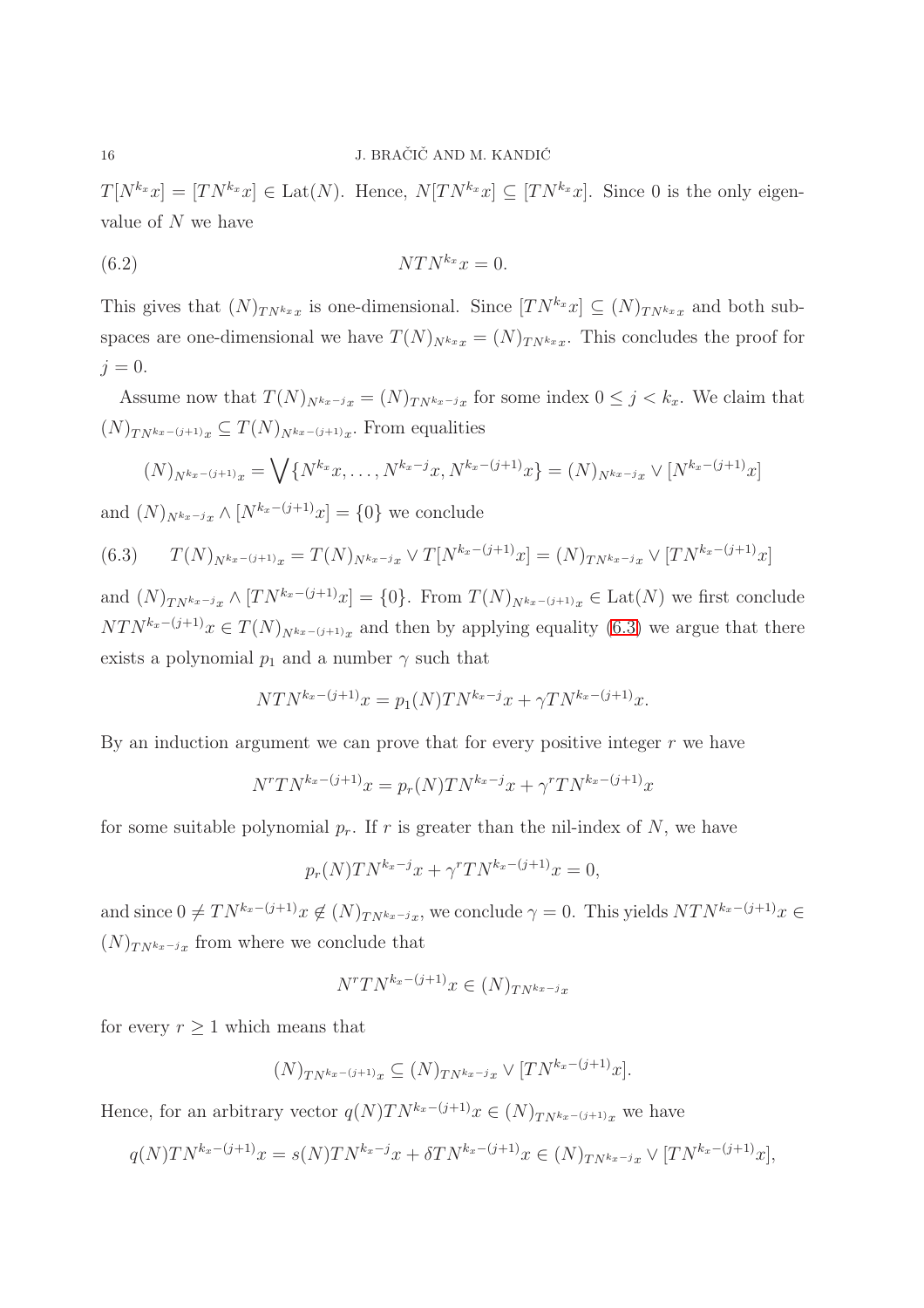$T[N^{k_x}x] = [TN^{k_x}x] \in \mathrm{Lat}(N)$. Hence, $N[TN^{k_x}x] \subseteq [TN^{k_x}x]$. Since 0 is the only eigenvalue of $N$ we have

$$NTN^{k_x}x = 0. \tag{6.2}$$

This gives that $(N)_{TN^{k_x}x}$ is one-dimensional. Since $[TN^{k_x}x] \subseteq (N)_{TN^{k_x}x}$ and both subspaces are one-dimensional we have $T(N)_{N^{k_x}x} = (N)_{TN^{k_x}x}$. This concludes the proof for $j = 0$.

Assume now that $T(N)_{N^{k_x-j}x} = (N)_{TN^{k_x-j}x}$ for some index $0 \leq j < k_x$. We claim that $(N)_{TN^{k_x-(j+1)}x} \subseteq T(N)_{N^{k_x-(j+1)}x}$. From equalities

$$(N)_{N^{k_x-(j+1)}x} = \bigvee\{N^{k_x}x, \ldots, N^{k_x-j}x, N^{k_x-(j+1)}x\} = (N)_{N^{k_x-j}x} \vee [N^{k_x-(j+1)}x]$$

and $(N)_{N^{k_x-j}x} \wedge [N^{k_x-(j+1)}x] = \{0\}$ we conclude

$$T(N)_{N^{k_x-(j+1)}x} = T(N)_{N^{k_x-j}x} \vee T[N^{k_x-(j+1)}x] = (N)_{TN^{k_x-j}x} \vee [TN^{k_x-(j+1)}x] \tag{6.3}$$

and $(N)_{TN^{k_x-j}x} \wedge [TN^{k_x-(j+1)}x] = \{0\}$. From $T(N)_{N^{k_x-(j+1)}x} \in \mathrm{Lat}(N)$ we first conclude $NTN^{k_x-(j+1)}x \in T(N)_{N^{k_x-(j+1)}x}$ and then by applying equality (6.3) we argue that there exists a polynomial $p_1$ and a number $\gamma$ such that

$$NTN^{k_x-(j+1)}x = p_1(N)TN^{k_x-j}x + \gamma TN^{k_x-(j+1)}x.$$

By an induction argument we can prove that for every positive integer $r$ we have

$$N^rTN^{k_x-(j+1)}x = p_r(N)TN^{k_x-j}x + \gamma^r TN^{k_x-(j+1)}x$$

for some suitable polynomial $p_r$. If $r$ is greater than the nil-index of $N$, we have

$$p_r(N)TN^{k_x-j}x + \gamma^r TN^{k_x-(j+1)}x = 0,$$

and since $0 \neq TN^{k_x-(j+1)}x \notin (N)_{TN^{k_x-j}x}$, we conclude $\gamma = 0$. This yields $NTN^{k_x-(j+1)}x \in (N)_{TN^{k_x-j}x}$ from where we conclude that

$$N^rTN^{k_x-(j+1)}x \in (N)_{TN^{k_x-j}x}$$

for every $r \geq 1$ which means that

$$(N)_{TN^{k_x-(j+1)}x} \subseteq (N)_{TN^{k_x-j}x} \vee [TN^{k_x-(j+1)}x].$$

Hence, for an arbitrary vector $q(N)TN^{k_x-(j+1)}x \in (N)_{TN^{k_x-(j+1)}x}$ we have

$$q(N)TN^{k_x-(j+1)}x = s(N)TN^{k_x-j}x + \delta TN^{k_x-(j+1)}x \in (N)_{TN^{k_x-j}x} \vee [TN^{k_x-(j+1)}x],$$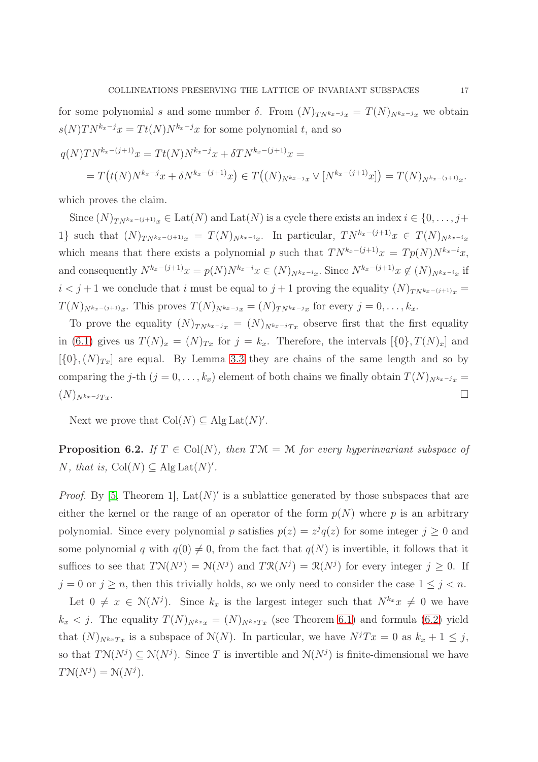for some polynomial $s$ and some number $\delta$. From $(N)_{TN^{k_x-j}x} = T(N)_{N^{k_x-j}x}$ we obtain $s(N)TN^{k_x-j}x = Tt(N)N^{k_x-j}x$ for some polynomial $t$, and so

$$
\begin{aligned}
q(N)TN^{k_x-(j+1)}x &= Tt(N)N^{k_x-j}x + \delta TN^{k_x-(j+1)}x = \\
&= T\big(t(N)N^{k_x-j}x + \delta N^{k_x-(j+1)}x\big) \in T\big((N)_{N^{k_x-j}x} \vee [N^{k_x-(j+1)}x]\big) = T(N)_{N^{k_x-(j+1)}x}.
\end{aligned}
$$

which proves the claim.

Since $(N)_{TN^{k_x-(j+1)}x} \in \operatorname{Lat}(N)$ and $\operatorname{Lat}(N)$ is a cycle there exists an index $i \in \{0, \ldots, j+1\}$ such that $(N)_{TN^{k_x-(j+1)}x} = T(N)_{N^{k_x-i}x}$. In particular, $TN^{k_x-(j+1)}x \in T(N)_{N^{k_x-i}x}$ which means that there exists a polynomial $p$ such that $TN^{k_x-(j+1)}x = Tp(N)N^{k_x-i}x$, and consequently $N^{k_x-(j+1)}x = p(N)N^{k_x-i}x \in (N)_{N^{k_x-i}x}$. Since $N^{k_x-(j+1)}x \notin (N)_{N^{k_x-i}x}$ if $i < j+1$ we conclude that $i$ must be equal to $j+1$ proving the equality $(N)_{TN^{k_x-(j+1)}x} = T(N)_{N^{k_x-(j+1)}x}$. This proves $T(N)_{N^{k_x-j}x} = (N)_{TN^{k_x-j}x}$ for every $j = 0, \ldots, k_x$.

To prove the equality $(N)_{TN^{k_x-j}x} = (N)_{N^{k_x-j}Tx}$ observe first that the first equality in (6.1) gives us $T(N)_x = (N)_{Tx}$ for $j = k_x$. Therefore, the intervals $[\{0\}, T(N)_x]$ and $[\{0\}, (N)_{Tx}]$ are equal. By Lemma 3.3 they are chains of the same length and so by comparing the $j$-th ($j = 0, \ldots, k_x$) element of both chains we finally obtain $T(N)_{N^{k_x-j}x} = (N)_{N^{k_x-j}Tx}$. □

Next we prove that $\operatorname{Col}(N) \subseteq \operatorname{Alg}\operatorname{Lat}(N)'$.

**Proposition 6.2.** *If $T \in \operatorname{Col}(N)$, then $T\mathcal{M} = \mathcal{M}$ for every hyperinvariant subspace of $N$, that is, $\operatorname{Col}(N) \subseteq \operatorname{Alg}\operatorname{Lat}(N)'$.*

*Proof.* By [5, Theorem 1], $\operatorname{Lat}(N)'$ is a sublattice generated by those subspaces that are either the kernel or the range of an operator of the form $p(N)$ where $p$ is an arbitrary polynomial. Since every polynomial $p$ satisfies $p(z) = z^j q(z)$ for some integer $j \geq 0$ and some polynomial $q$ with $q(0) \neq 0$, from the fact that $q(N)$ is invertible, it follows that it suffices to see that $T\mathcal{N}(N^j) = \mathcal{N}(N^j)$ and $T\mathcal{R}(N^j) = \mathcal{R}(N^j)$ for every integer $j \geq 0$. If $j = 0$ or $j \geq n$, then this trivially holds, so we only need to consider the case $1 \leq j < n$.

Let $0 \neq x \in \mathcal{N}(N^j)$. Since $k_x$ is the largest integer such that $N^{k_x}x \neq 0$ we have $k_x < j$. The equality $T(N)_{N^{k_x}x} = (N)_{N^{k_x}Tx}$ (see Theorem 6.1) and formula (6.2) yield that $(N)_{N^{k_x}Tx}$ is a subspace of $\mathcal{N}(N)$. In particular, we have $N^jTx = 0$ as $k_x + 1 \leq j$, so that $T\mathcal{N}(N^j) \subseteq \mathcal{N}(N^j)$. Since $T$ is invertible and $\mathcal{N}(N^j)$ is finite-dimensional we have $T\mathcal{N}(N^j) = \mathcal{N}(N^j)$.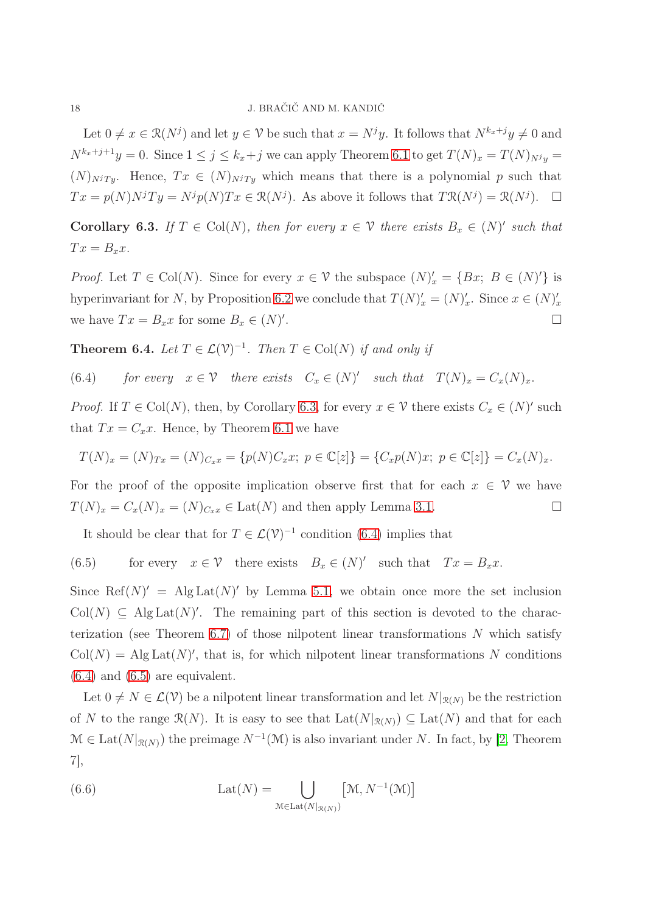Let $0 \neq x \in \mathcal{R}(N^j)$ and let $y \in \mathcal{V}$ be such that $x = N^j y$. It follows that $N^{k_x+j}y \neq 0$ and $N^{k_x+j+1}y = 0$. Since $1 \leq j \leq k_x + j$ we can apply Theorem 6.1 to get $T(N)_x = T(N)_{N^j y} = (N)_{N^j Ty}$. Hence, $Tx \in (N)_{N^j Ty}$ which means that there is a polynomial $p$ such that $Tx = p(N)N^j Ty = N^j p(N)Tx \in \mathcal{R}(N^j)$. As above it follows that $T\mathcal{R}(N^j) = \mathcal{R}(N^j)$. $\square$

**Corollary 6.3.** *If $T \in \operatorname{Col}(N)$, then for every $x \in \mathcal{V}$ there exists $B_x \in (N)'$ such that $Tx = B_x x$.*

*Proof.* Let $T \in \operatorname{Col}(N)$. Since for every $x \in \mathcal{V}$ the subspace $(N)'_x = \{Bx;\ B \in (N)'\}$ is hyperinvariant for $N$, by Proposition 6.2 we conclude that $T(N)'_x = (N)'_x$. Since $x \in (N)'_x$ we have $Tx = B_x x$ for some $B_x \in (N)'$. $\square$

**Theorem 6.4.** *Let $T \in \mathcal{L}(\mathcal{V})^{-1}$. Then $T \in \operatorname{Col}(N)$ if and only if*

$$\text{for every} \quad x \in \mathcal{V} \quad \text{there exists} \quad C_x \in (N)' \quad \text{such that} \quad T(N)_x = C_x(N)_x. \tag{6.4}$$

*Proof.* If $T \in \operatorname{Col}(N)$, then, by Corollary 6.3, for every $x \in \mathcal{V}$ there exists $C_x \in (N)'$ such that $Tx = C_x x$. Hence, by Theorem 6.1 we have

$$T(N)_x = (N)_{Tx} = (N)_{C_x x} = \{p(N)C_x x;\ p \in \mathbb{C}[z]\} = \{C_x p(N)x;\ p \in \mathbb{C}[z]\} = C_x(N)_x.$$

For the proof of the opposite implication observe first that for each $x \in \mathcal{V}$ we have $T(N)_x = C_x(N)_x = (N)_{C_x x} \in \operatorname{Lat}(N)$ and then apply Lemma 3.1. $\square$

It should be clear that for $T \in \mathcal{L}(\mathcal{V})^{-1}$ condition (6.4) implies that

$$\text{for every} \quad x \in \mathcal{V} \quad \text{there exists} \quad B_x \in (N)' \quad \text{such that} \quad Tx = B_x x. \tag{6.5}$$

Since $\operatorname{Ref}(N)' = \operatorname{Alg}\operatorname{Lat}(N)'$ by Lemma 5.1, we obtain once more the set inclusion $\operatorname{Col}(N) \subseteq \operatorname{Alg}\operatorname{Lat}(N)'$. The remaining part of this section is devoted to the characterization (see Theorem 6.7) of those nilpotent linear transformations $N$ which satisfy $\operatorname{Col}(N) = \operatorname{Alg}\operatorname{Lat}(N)'$, that is, for which nilpotent linear transformations $N$ conditions (6.4) and (6.5) are equivalent.

Let $0 \neq N \in \mathcal{L}(\mathcal{V})$ be a nilpotent linear transformation and let $N|_{\mathcal{R}(N)}$ be the restriction of $N$ to the range $\mathcal{R}(N)$. It is easy to see that $\operatorname{Lat}(N|_{\mathcal{R}(N)}) \subseteq \operatorname{Lat}(N)$ and that for each $\mathcal{M} \in \operatorname{Lat}(N|_{\mathcal{R}(N)})$ the preimage $N^{-1}(\mathcal{M})$ is also invariant under $N$. In fact, by [2, Theorem 7],

$$\operatorname{Lat}(N) = \bigcup_{\mathcal{M} \in \operatorname{Lat}(N|_{\mathcal{R}(N)})} \left[\mathcal{M}, N^{-1}(\mathcal{M})\right] \tag{6.6}$$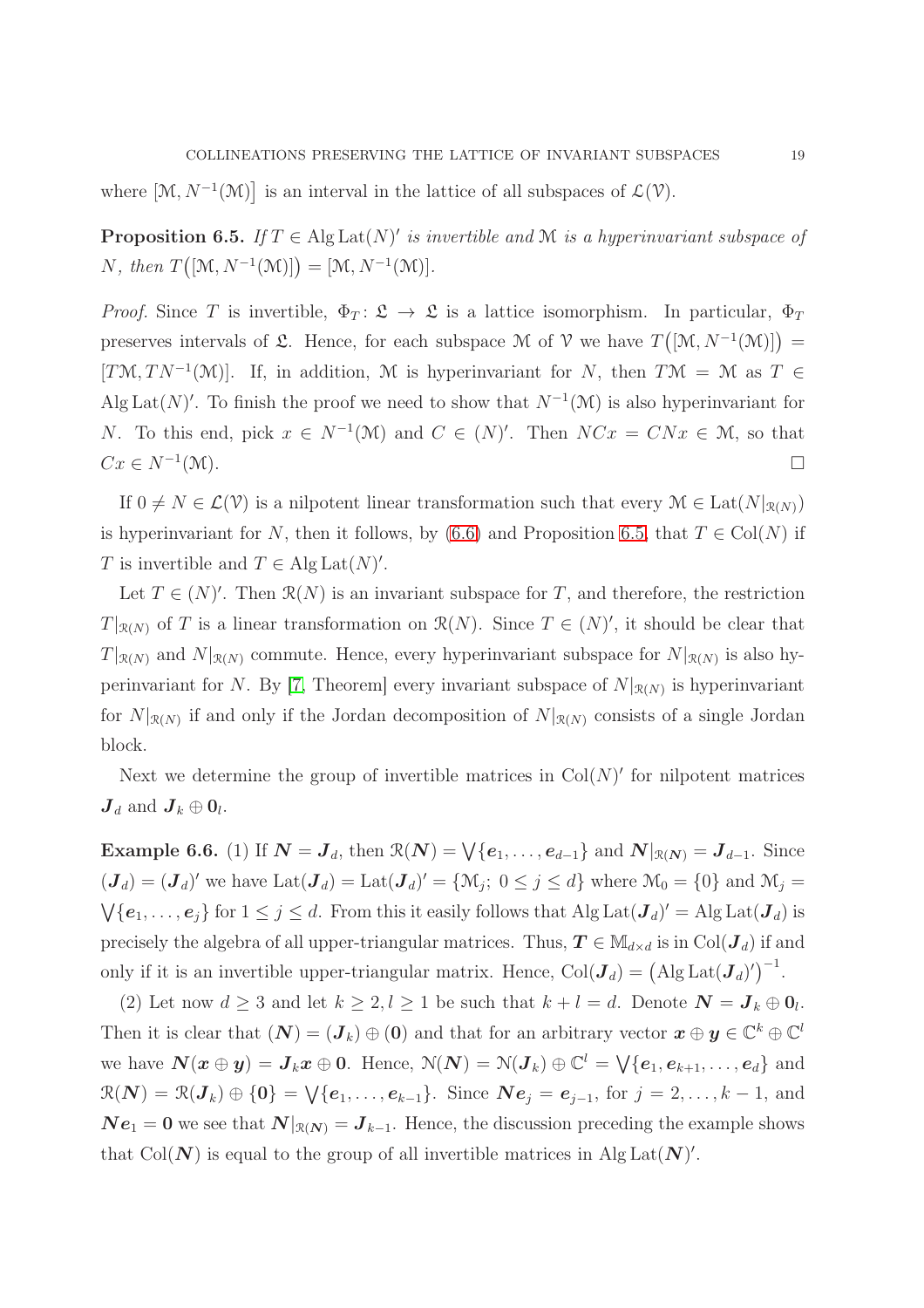where $\big[\mathcal{M}, N^{-1}(\mathcal{M})\big]$ is an interval in the lattice of all subspaces of $\mathcal{L}(\mathcal{V})$.

**Proposition 6.5.** *If $T \in \operatorname{Alg}\operatorname{Lat}(N)'$ is invertible and $\mathcal{M}$ is a hyperinvariant subspace of $N$, then $T\big([\mathcal{M}, N^{-1}(\mathcal{M})]\big) = [\mathcal{M}, N^{-1}(\mathcal{M})]$.*

*Proof.* Since $T$ is invertible, $\Phi_T \colon \mathfrak{L} \to \mathfrak{L}$ is a lattice isomorphism. In particular, $\Phi_T$ preserves intervals of $\mathfrak{L}$. Hence, for each subspace $\mathcal{M}$ of $\mathcal{V}$ we have $T\big([\mathcal{M}, N^{-1}(\mathcal{M})]\big) = [T\mathcal{M}, TN^{-1}(\mathcal{M})]$. If, in addition, $\mathcal{M}$ is hyperinvariant for $N$, then $T\mathcal{M} = \mathcal{M}$ as $T \in \operatorname{Alg}\operatorname{Lat}(N)'$. To finish the proof we need to show that $N^{-1}(\mathcal{M})$ is also hyperinvariant for $N$. To this end, pick $x \in N^{-1}(\mathcal{M})$ and $C \in (N)'$. Then $NCx = CNx \in \mathcal{M}$, so that $Cx \in N^{-1}(\mathcal{M})$. $\square$

If $0 \neq N \in \mathcal{L}(\mathcal{V})$ is a nilpotent linear transformation such that every $\mathcal{M} \in \operatorname{Lat}(N|_{\mathcal{R}(N)})$ is hyperinvariant for $N$, then it follows, by (6.6) and Proposition 6.5, that $T \in \operatorname{Col}(N)$ if $T$ is invertible and $T \in \operatorname{Alg}\operatorname{Lat}(N)'$.

Let $T \in (N)'$. Then $\mathcal{R}(N)$ is an invariant subspace for $T$, and therefore, the restriction $T|_{\mathcal{R}(N)}$ of $T$ is a linear transformation on $\mathcal{R}(N)$. Since $T \in (N)'$, it should be clear that $T|_{\mathcal{R}(N)}$ and $N|_{\mathcal{R}(N)}$ commute. Hence, every hyperinvariant subspace for $N|_{\mathcal{R}(N)}$ is also hyperinvariant for $N$. By [7, Theorem] every invariant subspace of $N|_{\mathcal{R}(N)}$ is hyperinvariant for $N|_{\mathcal{R}(N)}$ if and only if the Jordan decomposition of $N|_{\mathcal{R}(N)}$ consists of a single Jordan block.

Next we determine the group of invertible matrices in $\operatorname{Col}(N)'$ for nilpotent matrices $\boldsymbol{J}_d$ and $\boldsymbol{J}_k \oplus \boldsymbol{0}_l$.

**Example 6.6.** (1) If $\boldsymbol{N} = \boldsymbol{J}_d$, then $\mathcal{R}(\boldsymbol{N}) = \bigvee\{\boldsymbol{e}_1, \ldots, \boldsymbol{e}_{d-1}\}$ and $\boldsymbol{N}|_{\mathcal{R}(\boldsymbol{N})} = \boldsymbol{J}_{d-1}$. Since $(\boldsymbol{J}_d) = (\boldsymbol{J}_d)'$ we have $\operatorname{Lat}(\boldsymbol{J}_d) = \operatorname{Lat}(\boldsymbol{J}_d)' = \{\mathcal{M}_j;\ 0 \le j \le d\}$ where $\mathcal{M}_0 = \{0\}$ and $\mathcal{M}_j = \bigvee\{\boldsymbol{e}_1, \ldots, \boldsymbol{e}_j\}$ for $1 \le j \le d$. From this it easily follows that $\operatorname{Alg}\operatorname{Lat}(\boldsymbol{J}_d)' = \operatorname{Alg}\operatorname{Lat}(\boldsymbol{J}_d)$ is precisely the algebra of all upper-triangular matrices. Thus, $\boldsymbol{T} \in \mathbb{M}_{d\times d}$ is in $\operatorname{Col}(\boldsymbol{J}_d)$ if and only if it is an invertible upper-triangular matrix. Hence, $\operatorname{Col}(\boldsymbol{J}_d) = \big(\operatorname{Alg}\operatorname{Lat}(\boldsymbol{J}_d)'\big)^{-1}$.

(2) Let now $d \ge 3$ and let $k \ge 2, l \ge 1$ be such that $k + l = d$. Denote $\boldsymbol{N} = \boldsymbol{J}_k \oplus \boldsymbol{0}_l$. Then it is clear that $(\boldsymbol{N}) = (\boldsymbol{J}_k) \oplus (\boldsymbol{0})$ and that for an arbitrary vector $\boldsymbol{x} \oplus \boldsymbol{y} \in \mathbb{C}^k \oplus \mathbb{C}^l$ we have $\boldsymbol{N}(\boldsymbol{x} \oplus \boldsymbol{y}) = \boldsymbol{J}_k\boldsymbol{x} \oplus \boldsymbol{0}$. Hence, $\mathcal{N}(\boldsymbol{N}) = \mathcal{N}(\boldsymbol{J}_k) \oplus \mathbb{C}^l = \bigvee\{\boldsymbol{e}_1, \boldsymbol{e}_{k+1}, \ldots, \boldsymbol{e}_d\}$ and $\mathcal{R}(\boldsymbol{N}) = \mathcal{R}(\boldsymbol{J}_k) \oplus \{\boldsymbol{0}\} = \bigvee\{\boldsymbol{e}_1, \ldots, \boldsymbol{e}_{k-1}\}$. Since $\boldsymbol{N}\boldsymbol{e}_j = \boldsymbol{e}_{j-1}$, for $j = 2, \ldots, k-1$, and $\boldsymbol{N}\boldsymbol{e}_1 = \boldsymbol{0}$ we see that $\boldsymbol{N}|_{\mathcal{R}(\boldsymbol{N})} = \boldsymbol{J}_{k-1}$. Hence, the discussion preceding the example shows that $\operatorname{Col}(\boldsymbol{N})$ is equal to the group of all invertible matrices in $\operatorname{Alg}\operatorname{Lat}(\boldsymbol{N})'$.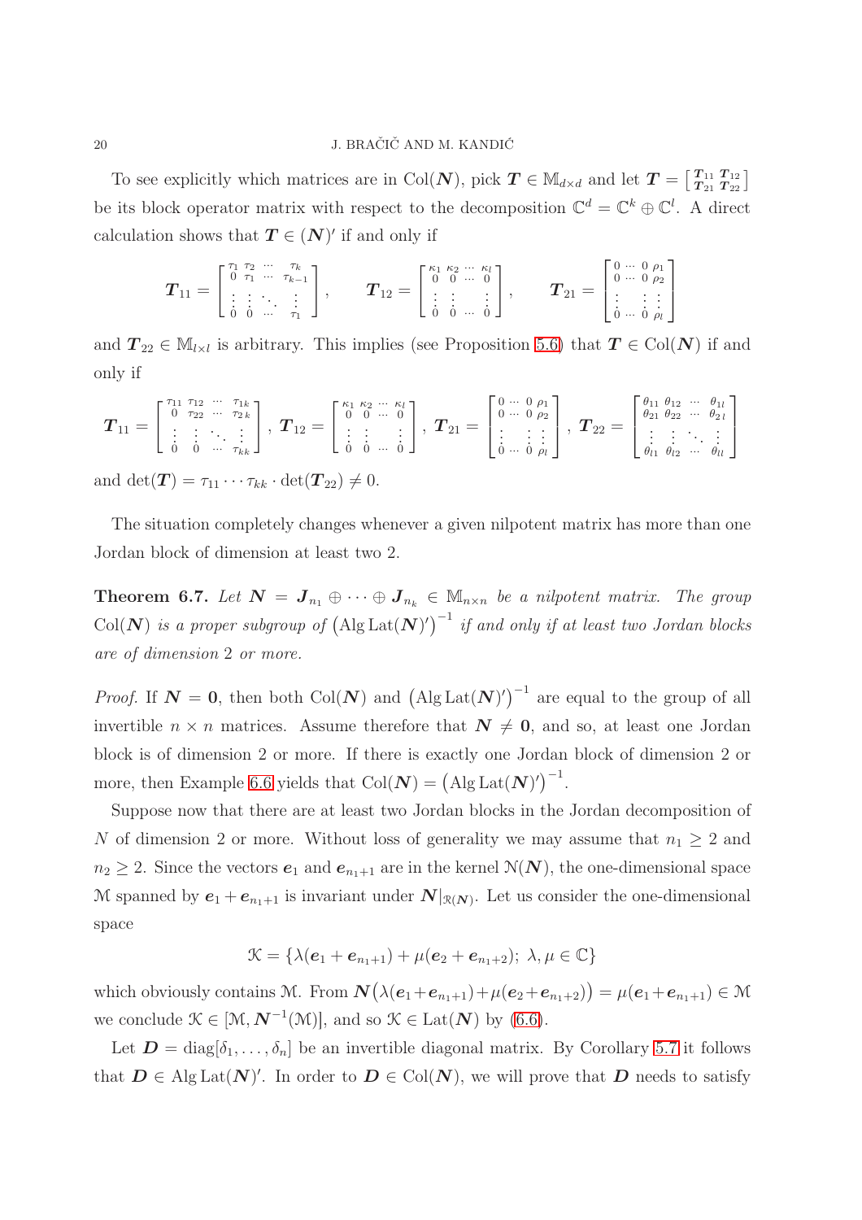To see explicitly which matrices are in $\operatorname{Col}(\boldsymbol{N})$, pick $\boldsymbol{T} \in \mathbb{M}_{d\times d}$ and let $\boldsymbol{T} = \left[\begin{smallmatrix} \boldsymbol{T}_{11} & \boldsymbol{T}_{12} \\ \boldsymbol{T}_{21} & \boldsymbol{T}_{22}\end{smallmatrix}\right]$ be its block operator matrix with respect to the decomposition $\mathbb{C}^d = \mathbb{C}^k \oplus \mathbb{C}^l$. A direct calculation shows that $\boldsymbol{T} \in (\boldsymbol{N})'$ if and only if

$$\boldsymbol{T}_{11} = \begin{bmatrix} \tau_1 & \tau_2 & \cdots & \tau_k \\ 0 & \tau_1 & \cdots & \tau_{k-1} \\ \vdots & \vdots & \ddots & \vdots \\ 0 & 0 & \cdots & \tau_1 \end{bmatrix}, \qquad \boldsymbol{T}_{12} = \begin{bmatrix} \kappa_1 & \kappa_2 & \cdots & \kappa_l \\ 0 & 0 & \cdots & 0 \\ \vdots & \vdots & & \vdots \\ 0 & 0 & \cdots & 0 \end{bmatrix}, \qquad \boldsymbol{T}_{21} = \begin{bmatrix} 0 & \cdots & 0 & \rho_1 \\ 0 & \cdots & 0 & \rho_2 \\ \vdots & & \vdots & \vdots \\ 0 & \cdots & 0 & \rho_l \end{bmatrix}$$

and $\boldsymbol{T}_{22} \in \mathbb{M}_{l\times l}$ is arbitrary. This implies (see Proposition 5.6) that $\boldsymbol{T} \in \operatorname{Col}(\boldsymbol{N})$ if and only if

$$\boldsymbol{T}_{11} = \begin{bmatrix} \tau_{11} & \tau_{12} & \cdots & \tau_{1k} \\ 0 & \tau_{22} & \cdots & \tau_{2k} \\ \vdots & \vdots & \ddots & \vdots \\ 0 & 0 & \cdots & \tau_{kk} \end{bmatrix}, \ \boldsymbol{T}_{12} = \begin{bmatrix} \kappa_1 & \kappa_2 & \cdots & \kappa_l \\ 0 & 0 & \cdots & 0 \\ \vdots & \vdots & & \vdots \\ 0 & 0 & \cdots & 0 \end{bmatrix}, \ \boldsymbol{T}_{21} = \begin{bmatrix} 0 & \cdots & 0 & \rho_1 \\ 0 & \cdots & 0 & \rho_2 \\ \vdots & & \vdots & \vdots \\ 0 & \cdots & 0 & \rho_l \end{bmatrix}, \ \boldsymbol{T}_{22} = \begin{bmatrix} \theta_{11} & \theta_{12} & \cdots & \theta_{1l} \\ \theta_{21} & \theta_{22} & \cdots & \theta_{2l} \\ \vdots & \vdots & \ddots & \vdots \\ \theta_{l1} & \theta_{l2} & \cdots & \theta_{ll} \end{bmatrix}$$

and $\det(\boldsymbol{T}) = \tau_{11}\cdots\tau_{kk}\cdot\det(\boldsymbol{T}_{22}) \neq 0$.

The situation completely changes whenever a given nilpotent matrix has more than one Jordan block of dimension at least two 2.

**Theorem 6.7.** *Let $\boldsymbol{N} = \boldsymbol{J}_{n_1} \oplus \cdots \oplus \boldsymbol{J}_{n_k} \in \mathbb{M}_{n\times n}$ be a nilpotent matrix. The group $\operatorname{Col}(\boldsymbol{N})$ is a proper subgroup of $\left(\operatorname{Alg}\operatorname{Lat}(\boldsymbol{N})'\right)^{-1}$ if and only if at least two Jordan blocks are of dimension 2 or more.*

*Proof.* If $\boldsymbol{N} = \boldsymbol{0}$, then both $\operatorname{Col}(\boldsymbol{N})$ and $\left(\operatorname{Alg}\operatorname{Lat}(\boldsymbol{N})'\right)^{-1}$ are equal to the group of all invertible $n\times n$ matrices. Assume therefore that $\boldsymbol{N} \neq \boldsymbol{0}$, and so, at least one Jordan block is of dimension 2 or more. If there is exactly one Jordan block of dimension 2 or more, then Example 6.6 yields that $\operatorname{Col}(\boldsymbol{N}) = \left(\operatorname{Alg}\operatorname{Lat}(\boldsymbol{N})'\right)^{-1}$.

Suppose now that there are at least two Jordan blocks in the Jordan decomposition of $N$ of dimension 2 or more. Without loss of generality we may assume that $n_1 \geq 2$ and $n_2 \geq 2$. Since the vectors $\boldsymbol{e}_1$ and $\boldsymbol{e}_{n_1+1}$ are in the kernel $\mathcal{N}(\boldsymbol{N})$, the one-dimensional space $\mathcal{M}$ spanned by $\boldsymbol{e}_1 + \boldsymbol{e}_{n_1+1}$ is invariant under $\boldsymbol{N}|_{\mathcal{R}(\boldsymbol{N})}$. Let us consider the one-dimensional space

$$\mathcal{K} = \{\lambda(\boldsymbol{e}_1 + \boldsymbol{e}_{n_1+1}) + \mu(\boldsymbol{e}_2 + \boldsymbol{e}_{n_1+2});\ \lambda, \mu \in \mathbb{C}\}$$

which obviously contains $\mathcal{M}$. From $\boldsymbol{N}\big(\lambda(\boldsymbol{e}_1+\boldsymbol{e}_{n_1+1})+\mu(\boldsymbol{e}_2+\boldsymbol{e}_{n_1+2})\big) = \mu(\boldsymbol{e}_1+\boldsymbol{e}_{n_1+1}) \in \mathcal{M}$ we conclude $\mathcal{K} \in [\mathcal{M}, \boldsymbol{N}^{-1}(\mathcal{M})]$, and so $\mathcal{K} \in \operatorname{Lat}(\boldsymbol{N})$ by (6.6).

Let $\boldsymbol{D} = \operatorname{diag}[\delta_1, \ldots, \delta_n]$ be an invertible diagonal matrix. By Corollary 5.7 it follows that $\boldsymbol{D} \in \operatorname{Alg}\operatorname{Lat}(\boldsymbol{N})'$. In order to $\boldsymbol{D} \in \operatorname{Col}(\boldsymbol{N})$, we will prove that $\boldsymbol{D}$ needs to satisfy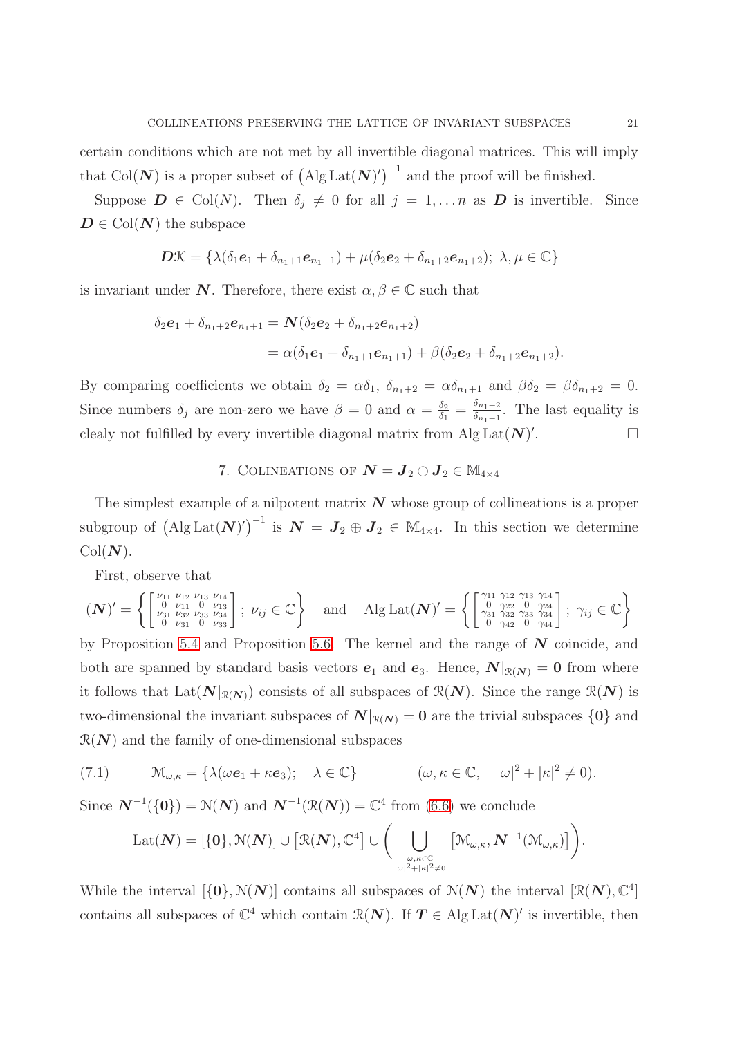certain conditions which are not met by all invertible diagonal matrices. This will imply that $\mathrm{Col}(\boldsymbol{N})$ is a proper subset of $\left(\mathrm{Alg}\,\mathrm{Lat}(\boldsymbol{N})'\right)^{-1}$ and the proof will be finished.

Suppose $\boldsymbol{D} \in \mathrm{Col}(N)$. Then $\delta_j \neq 0$ for all $j = 1, \ldots n$ as $\boldsymbol{D}$ is invertible. Since $\boldsymbol{D} \in \mathrm{Col}(\boldsymbol{N})$ the subspace

$$\boldsymbol{D}\mathcal{K} = \{\lambda(\delta_1 \boldsymbol{e}_1 + \delta_{n_1+1}\boldsymbol{e}_{n_1+1}) + \mu(\delta_2 \boldsymbol{e}_2 + \delta_{n_1+2}\boldsymbol{e}_{n_1+2});\ \lambda, \mu \in \mathbb{C}\}$$

is invariant under $\boldsymbol{N}$. Therefore, there exist $\alpha, \beta \in \mathbb{C}$ such that

$$\begin{aligned}
\delta_2 \boldsymbol{e}_1 + \delta_{n_1+2}\boldsymbol{e}_{n_1+1} &= \boldsymbol{N}(\delta_2 \boldsymbol{e}_2 + \delta_{n_1+2}\boldsymbol{e}_{n_1+2}) \\
&= \alpha(\delta_1 \boldsymbol{e}_1 + \delta_{n_1+1}\boldsymbol{e}_{n_1+1}) + \beta(\delta_2 \boldsymbol{e}_2 + \delta_{n_1+2}\boldsymbol{e}_{n_1+2}).
\end{aligned}$$

By comparing coefficients we obtain $\delta_2 = \alpha\delta_1$, $\delta_{n_1+2} = \alpha\delta_{n_1+1}$ and $\beta\delta_2 = \beta\delta_{n_1+2} = 0$. Since numbers $\delta_j$ are non-zero we have $\beta = 0$ and $\alpha = \frac{\delta_2}{\delta_1} = \frac{\delta_{n_1+2}}{\delta_{n_1+1}}$. The last equality is clealy not fulfilled by every invertible diagonal matrix from $\mathrm{Alg}\,\mathrm{Lat}(\boldsymbol{N})'$. $\square$

## 7. Colineations of $\boldsymbol{N} = \boldsymbol{J}_2 \oplus \boldsymbol{J}_2 \in \mathbb{M}_{4\times 4}$

The simplest example of a nilpotent matrix $\boldsymbol{N}$ whose group of collineations is a proper subgroup of $\left(\mathrm{Alg}\,\mathrm{Lat}(\boldsymbol{N})'\right)^{-1}$ is $\boldsymbol{N} = \boldsymbol{J}_2 \oplus \boldsymbol{J}_2 \in \mathbb{M}_{4\times 4}$. In this section we determine $\mathrm{Col}(\boldsymbol{N})$.

First, observe that

$$(\boldsymbol{N})' = \left\{ \begin{bmatrix} \nu_{11} & \nu_{12} & \nu_{13} & \nu_{14} \\ 0 & \nu_{11} & 0 & \nu_{13} \\ \nu_{31} & \nu_{32} & \nu_{33} & \nu_{34} \\ 0 & \nu_{31} & 0 & \nu_{33} \end{bmatrix};\ \nu_{ij} \in \mathbb{C} \right\} \quad \text{and} \quad \mathrm{Alg}\,\mathrm{Lat}(\boldsymbol{N})' = \left\{ \begin{bmatrix} \gamma_{11} & \gamma_{12} & \gamma_{13} & \gamma_{14} \\ 0 & \gamma_{22} & 0 & \gamma_{24} \\ \gamma_{31} & \gamma_{32} & \gamma_{33} & \gamma_{34} \\ 0 & \gamma_{42} & 0 & \gamma_{44} \end{bmatrix};\ \gamma_{ij} \in \mathbb{C} \right\}$$

by Proposition 5.4 and Proposition 5.6. The kernel and the range of $\boldsymbol{N}$ coincide, and both are spanned by standard basis vectors $\boldsymbol{e}_1$ and $\boldsymbol{e}_3$. Hence, $\boldsymbol{N}|_{\mathcal{R}(\boldsymbol{N})} = \boldsymbol{0}$ from where it follows that $\mathrm{Lat}(\boldsymbol{N}|_{\mathcal{R}(\boldsymbol{N})})$ consists of all subspaces of $\mathcal{R}(\boldsymbol{N})$. Since the range $\mathcal{R}(\boldsymbol{N})$ is two-dimensional the invariant subspaces of $\boldsymbol{N}|_{\mathcal{R}(\boldsymbol{N})} = \boldsymbol{0}$ are the trivial subspaces $\{\boldsymbol{0}\}$ and $\mathcal{R}(\boldsymbol{N})$ and the family of one-dimensional subspaces

$$\mathcal{M}_{\omega,\kappa} = \{\lambda(\omega \boldsymbol{e}_1 + \kappa \boldsymbol{e}_3);\quad \lambda \in \mathbb{C}\} \qquad (\omega, \kappa \in \mathbb{C},\quad |\omega|^2 + |\kappa|^2 \neq 0). \tag{7.1}$$

Since $\boldsymbol{N}^{-1}(\{\boldsymbol{0}\}) = \mathcal{N}(\boldsymbol{N})$ and $\boldsymbol{N}^{-1}(\mathcal{R}(\boldsymbol{N})) = \mathbb{C}^4$ from (6.6) we conclude

$$\mathrm{Lat}(\boldsymbol{N}) = [\{\boldsymbol{0}\}, \mathcal{N}(\boldsymbol{N})] \cup \left[\mathcal{R}(\boldsymbol{N}), \mathbb{C}^4\right] \cup \left( \bigcup_{\substack{\omega,\kappa\in\mathbb{C} \\ |\omega|^2+|\kappa|^2\neq 0}} \left[\mathcal{M}_{\omega,\kappa}, \boldsymbol{N}^{-1}(\mathcal{M}_{\omega,\kappa})\right] \right).$$

While the interval $[\{\boldsymbol{0}\}, \mathcal{N}(\boldsymbol{N})]$ contains all subspaces of $\mathcal{N}(\boldsymbol{N})$ the interval $[\mathcal{R}(\boldsymbol{N}), \mathbb{C}^4]$ contains all subspaces of $\mathbb{C}^4$ which contain $\mathcal{R}(\boldsymbol{N})$. If $\boldsymbol{T} \in \mathrm{Alg}\,\mathrm{Lat}(\boldsymbol{N})'$ is invertible, then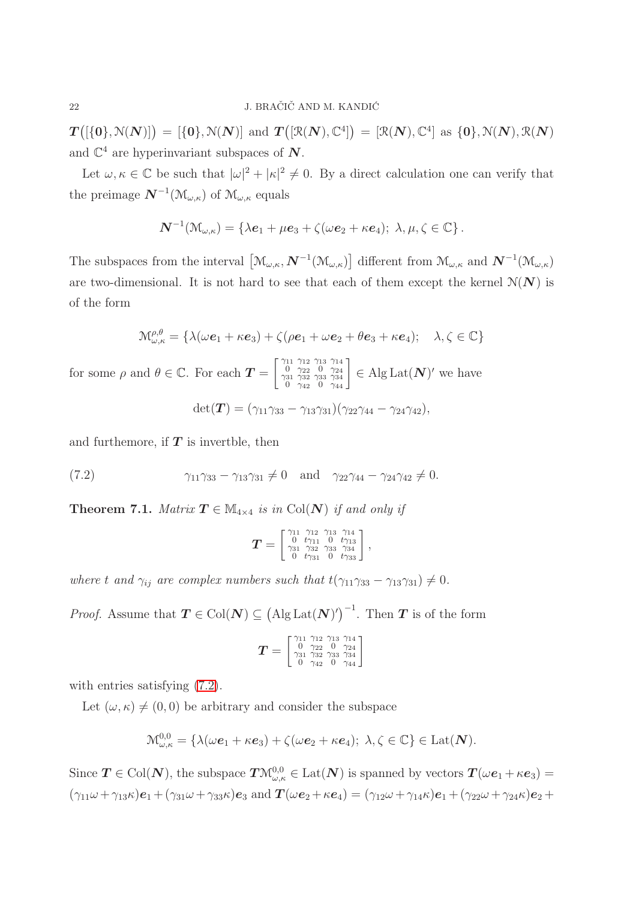$\boldsymbol{T}\big([\{\boldsymbol{0}\}, \mathcal{N}(\boldsymbol{N})]\big) = [\{\boldsymbol{0}\}, \mathcal{N}(\boldsymbol{N})]$ and $\boldsymbol{T}\big([\mathcal{R}(\boldsymbol{N}), \mathbb{C}^4]\big) = [\mathcal{R}(\boldsymbol{N}), \mathbb{C}^4]$ as $\{\boldsymbol{0}\}, \mathcal{N}(\boldsymbol{N}), \mathcal{R}(\boldsymbol{N})$ and $\mathbb{C}^4$ are hyperinvariant subspaces of $\boldsymbol{N}$.

Let $\omega, \kappa \in \mathbb{C}$ be such that $|\omega|^2 + |\kappa|^2 \neq 0$. By a direct calculation one can verify that the preimage $\boldsymbol{N}^{-1}(\mathcal{M}_{\omega,\kappa})$ of $\mathcal{M}_{\omega,\kappa}$ equals

$$\boldsymbol{N}^{-1}(\mathcal{M}_{\omega,\kappa}) = \{\lambda \boldsymbol{e}_1 + \mu \boldsymbol{e}_3 + \zeta(\omega \boldsymbol{e}_2 + \kappa \boldsymbol{e}_4);\ \lambda, \mu, \zeta \in \mathbb{C}\}.$$

The subspaces from the interval $\big[\mathcal{M}_{\omega,\kappa}, \boldsymbol{N}^{-1}(\mathcal{M}_{\omega,\kappa})\big]$ different from $\mathcal{M}_{\omega,\kappa}$ and $\boldsymbol{N}^{-1}(\mathcal{M}_{\omega,\kappa})$ are two-dimensional. It is not hard to see that each of them except the kernel $\mathcal{N}(\boldsymbol{N})$ is of the form

$$\mathcal{M}^{\rho,\theta}_{\omega,\kappa} = \{\lambda(\omega \boldsymbol{e}_1 + \kappa \boldsymbol{e}_3) + \zeta(\rho \boldsymbol{e}_1 + \omega \boldsymbol{e}_2 + \theta \boldsymbol{e}_3 + \kappa \boldsymbol{e}_4); \quad \lambda, \zeta \in \mathbb{C}\}$$

for some $\rho$ and $\theta \in \mathbb{C}$. For each $\boldsymbol{T} = \begin{bmatrix} \gamma_{11} & \gamma_{12} & \gamma_{13} & \gamma_{14} \\ 0 & \gamma_{22} & 0 & \gamma_{24} \\ \gamma_{31} & \gamma_{32} & \gamma_{33} & \gamma_{34} \\ 0 & \gamma_{42} & 0 & \gamma_{44} \end{bmatrix} \in \operatorname{Alg}\operatorname{Lat}(\boldsymbol{N})'$ we have

$$\det(\boldsymbol{T}) = (\gamma_{11}\gamma_{33} - \gamma_{13}\gamma_{31})(\gamma_{22}\gamma_{44} - \gamma_{24}\gamma_{42}),$$

and furthemore, if $\boldsymbol{T}$ is invertble, then

$$\gamma_{11}\gamma_{33} - \gamma_{13}\gamma_{31} \neq 0 \quad \text{and} \quad \gamma_{22}\gamma_{44} - \gamma_{24}\gamma_{42} \neq 0. \tag{7.2}$$

**Theorem 7.1.** *Matrix $\boldsymbol{T} \in \mathbb{M}_{4\times 4}$ is in $\operatorname{Col}(\boldsymbol{N})$ if and only if*

$$\boldsymbol{T} = \begin{bmatrix} \gamma_{11} & \gamma_{12} & \gamma_{13} & \gamma_{14} \\ 0 & t\gamma_{11} & 0 & t\gamma_{13} \\ \gamma_{31} & \gamma_{32} & \gamma_{33} & \gamma_{34} \\ 0 & t\gamma_{31} & 0 & t\gamma_{33} \end{bmatrix},$$

*where $t$ and $\gamma_{ij}$ are complex numbers such that $t(\gamma_{11}\gamma_{33} - \gamma_{13}\gamma_{31}) \neq 0$.*

*Proof.* Assume that $\boldsymbol{T} \in \operatorname{Col}(\boldsymbol{N}) \subseteq \big(\operatorname{Alg}\operatorname{Lat}(\boldsymbol{N})'\big)^{-1}$. Then $\boldsymbol{T}$ is of the form

$$\boldsymbol{T} = \begin{bmatrix} \gamma_{11} & \gamma_{12} & \gamma_{13} & \gamma_{14} \\ 0 & \gamma_{22} & 0 & \gamma_{24} \\ \gamma_{31} & \gamma_{32} & \gamma_{33} & \gamma_{34} \\ 0 & \gamma_{42} & 0 & \gamma_{44} \end{bmatrix}$$

with entries satisfying (7.2).

Let $(\omega, \kappa) \neq (0, 0)$ be arbitrary and consider the subspace

$$\mathcal{M}^{0,0}_{\omega,\kappa} = \{\lambda(\omega \boldsymbol{e}_1 + \kappa \boldsymbol{e}_3) + \zeta(\omega \boldsymbol{e}_2 + \kappa \boldsymbol{e}_4);\ \lambda, \zeta \in \mathbb{C}\} \in \operatorname{Lat}(\boldsymbol{N}).$$

Since $\boldsymbol{T} \in \operatorname{Col}(\boldsymbol{N})$, the subspace $\boldsymbol{T}\mathcal{M}^{0,0}_{\omega,\kappa} \in \operatorname{Lat}(\boldsymbol{N})$ is spanned by vectors $\boldsymbol{T}(\omega \boldsymbol{e}_1 + \kappa \boldsymbol{e}_3) = (\gamma_{11}\omega + \gamma_{13}\kappa)\boldsymbol{e}_1 + (\gamma_{31}\omega + \gamma_{33}\kappa)\boldsymbol{e}_3$ and $\boldsymbol{T}(\omega \boldsymbol{e}_2 + \kappa \boldsymbol{e}_4) = (\gamma_{12}\omega + \gamma_{14}\kappa)\boldsymbol{e}_1 + (\gamma_{22}\omega + \gamma_{24}\kappa)\boldsymbol{e}_2 +$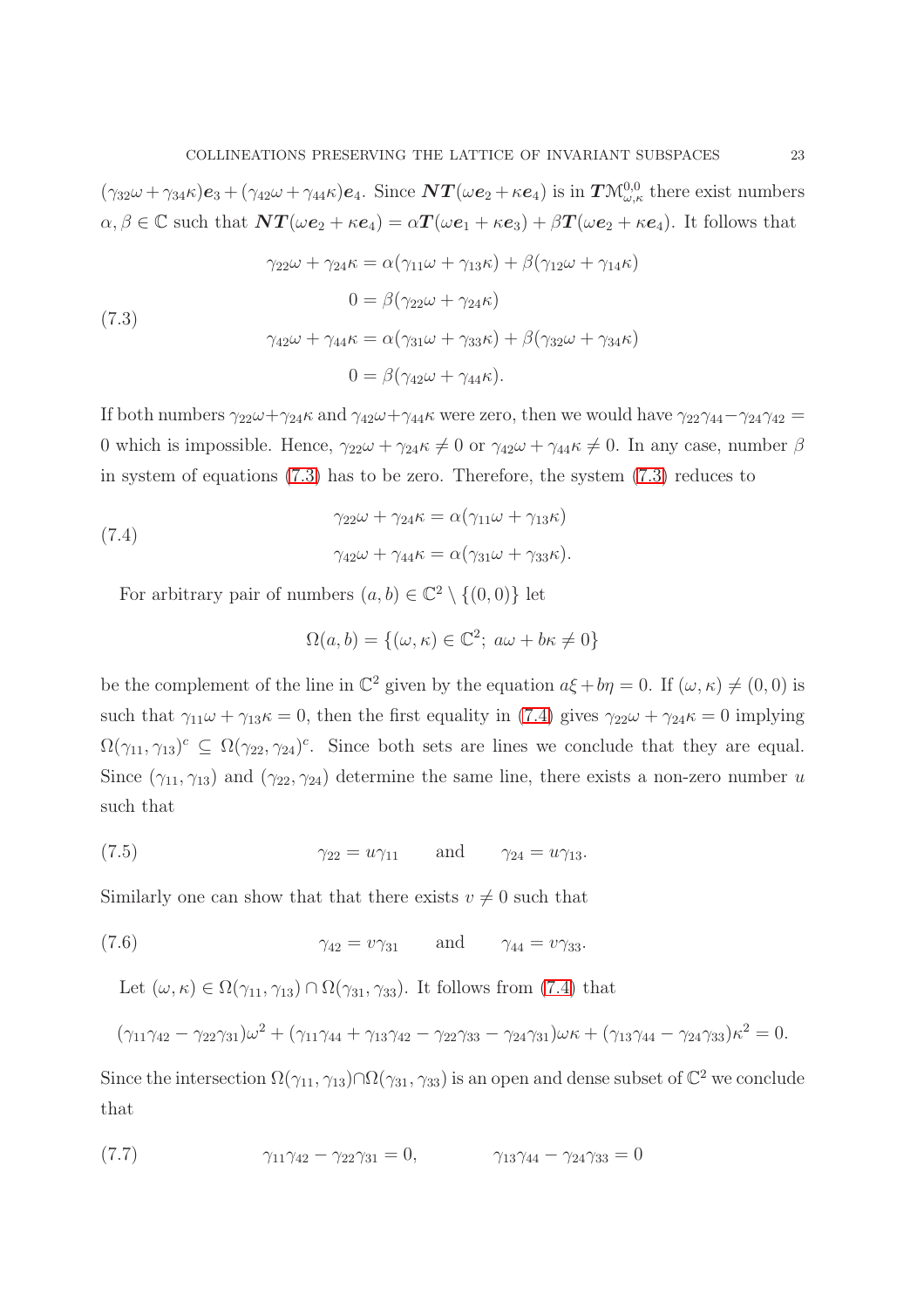$(\gamma_{32}\omega+\gamma_{34}\kappa)\boldsymbol{e}_3+(\gamma_{42}\omega+\gamma_{44}\kappa)\boldsymbol{e}_4$. Since $\boldsymbol{NT}(\omega\boldsymbol{e}_2+\kappa\boldsymbol{e}_4)$ is in $\boldsymbol{T}\mathcal{M}^{0,0}_{\omega,\kappa}$ there exist numbers $\alpha,\beta\in\mathbb{C}$ such that $\boldsymbol{NT}(\omega\boldsymbol{e}_2+\kappa\boldsymbol{e}_4)=\alpha\boldsymbol{T}(\omega\boldsymbol{e}_1+\kappa\boldsymbol{e}_3)+\beta\boldsymbol{T}(\omega\boldsymbol{e}_2+\kappa\boldsymbol{e}_4)$. It follows that

$$
\begin{aligned}
\gamma_{22}\omega+\gamma_{24}\kappa &= \alpha(\gamma_{11}\omega+\gamma_{13}\kappa)+\beta(\gamma_{12}\omega+\gamma_{14}\kappa)\\
0 &= \beta(\gamma_{22}\omega+\gamma_{24}\kappa)\\
\gamma_{42}\omega+\gamma_{44}\kappa &= \alpha(\gamma_{31}\omega+\gamma_{33}\kappa)+\beta(\gamma_{32}\omega+\gamma_{34}\kappa)\\
0 &= \beta(\gamma_{42}\omega+\gamma_{44}\kappa).
\end{aligned}
\tag{7.3}
$$

If both numbers $\gamma_{22}\omega+\gamma_{24}\kappa$ and $\gamma_{42}\omega+\gamma_{44}\kappa$ were zero, then we would have $\gamma_{22}\gamma_{44}-\gamma_{24}\gamma_{42}=0$ which is impossible. Hence, $\gamma_{22}\omega+\gamma_{24}\kappa\neq 0$ or $\gamma_{42}\omega+\gamma_{44}\kappa\neq 0$. In any case, number $\beta$ in system of equations (7.3) has to be zero. Therefore, the system (7.3) reduces to

$$
\begin{aligned}
\gamma_{22}\omega+\gamma_{24}\kappa &= \alpha(\gamma_{11}\omega+\gamma_{13}\kappa)\\
\gamma_{42}\omega+\gamma_{44}\kappa &= \alpha(\gamma_{31}\omega+\gamma_{33}\kappa).
\end{aligned}
\tag{7.4}
$$

For arbitrary pair of numbers $(a,b)\in\mathbb{C}^2\setminus\{(0,0)\}$ let

$$
\Omega(a,b)=\{(\omega,\kappa)\in\mathbb{C}^2;\ a\omega+b\kappa\neq 0\}
$$

be the complement of the line in $\mathbb{C}^2$ given by the equation $a\xi+b\eta=0$. If $(\omega,\kappa)\neq(0,0)$ is such that $\gamma_{11}\omega+\gamma_{13}\kappa=0$, then the first equality in (7.4) gives $\gamma_{22}\omega+\gamma_{24}\kappa=0$ implying $\Omega(\gamma_{11},\gamma_{13})^c\subseteq\Omega(\gamma_{22},\gamma_{24})^c$. Since both sets are lines we conclude that they are equal. Since $(\gamma_{11},\gamma_{13})$ and $(\gamma_{22},\gamma_{24})$ determine the same line, there exists a non-zero number $u$ such that

$$
\gamma_{22}=u\gamma_{11}\qquad\text{and}\qquad\gamma_{24}=u\gamma_{13}.
\tag{7.5}
$$

Similarly one can show that that there exists $v\neq 0$ such that

$$
\gamma_{42}=v\gamma_{31}\qquad\text{and}\qquad\gamma_{44}=v\gamma_{33}.
\tag{7.6}
$$

Let $(\omega,\kappa)\in\Omega(\gamma_{11},\gamma_{13})\cap\Omega(\gamma_{31},\gamma_{33})$. It follows from (7.4) that

$$
(\gamma_{11}\gamma_{42}-\gamma_{22}\gamma_{31})\omega^2+(\gamma_{11}\gamma_{44}+\gamma_{13}\gamma_{42}-\gamma_{22}\gamma_{33}-\gamma_{24}\gamma_{31})\omega\kappa+(\gamma_{13}\gamma_{44}-\gamma_{24}\gamma_{33})\kappa^2=0.
$$

Since the intersection $\Omega(\gamma_{11},\gamma_{13})\cap\Omega(\gamma_{31},\gamma_{33})$ is an open and dense subset of $\mathbb{C}^2$ we conclude that

$$
\gamma_{11}\gamma_{42}-\gamma_{22}\gamma_{31}=0,\qquad\qquad\gamma_{13}\gamma_{44}-\gamma_{24}\gamma_{33}=0
\tag{7.7}
$$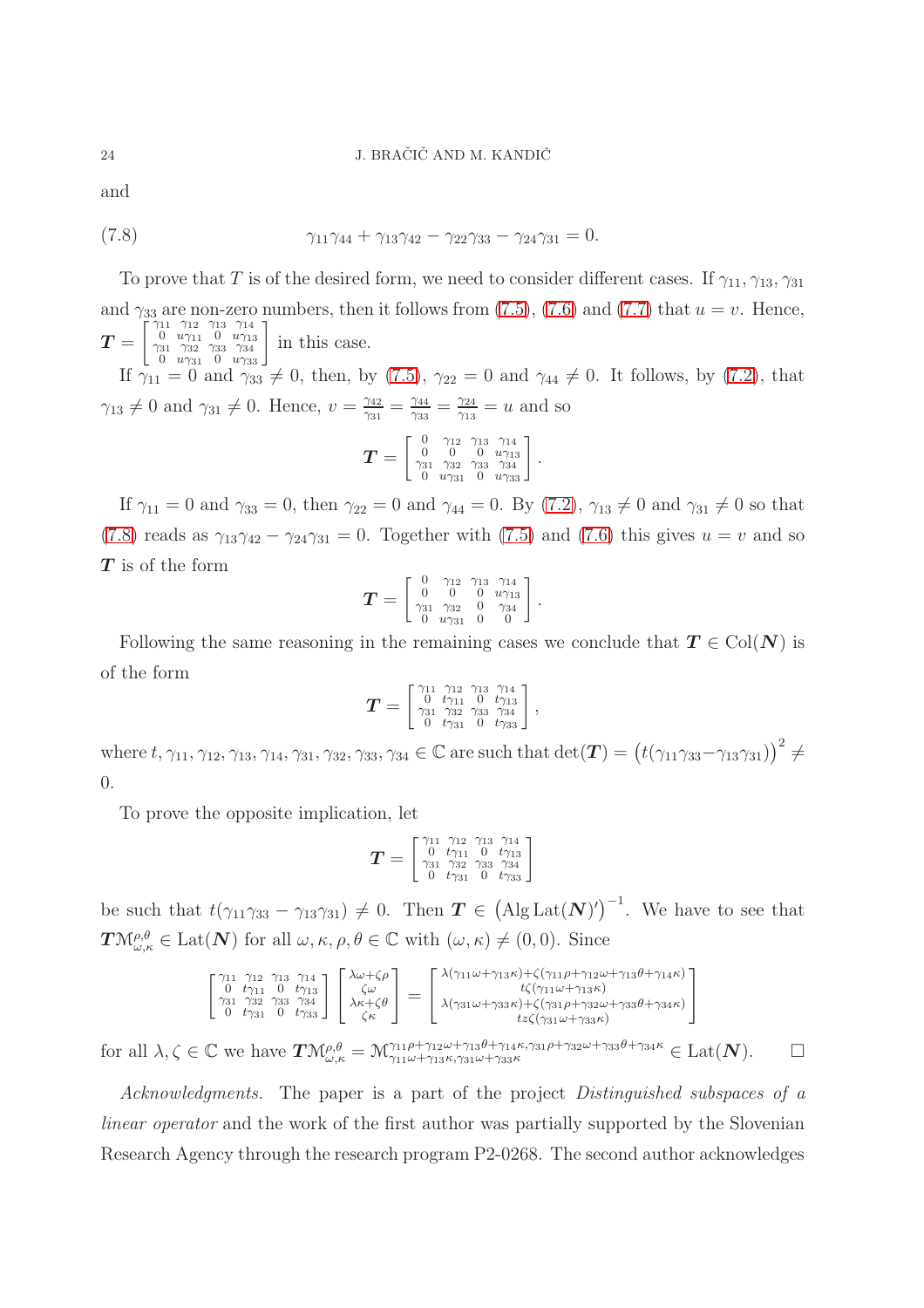and

$$\gamma_{11}\gamma_{44} + \gamma_{13}\gamma_{42} - \gamma_{22}\gamma_{33} - \gamma_{24}\gamma_{31} = 0. \tag{7.8}$$

To prove that $T$ is of the desired form, we need to consider different cases. If $\gamma_{11}, \gamma_{13}, \gamma_{31}$ and $\gamma_{33}$ are non-zero numbers, then it follows from (7.5), (7.6) and (7.7) that $u = v$. Hence, $\boldsymbol{T} = \left[\begin{smallmatrix} \gamma_{11} & \gamma_{12} & \gamma_{13} & \gamma_{14} \\ 0 & u\gamma_{11} & 0 & u\gamma_{13} \\ \gamma_{31} & \gamma_{32} & \gamma_{33} & \gamma_{34} \\ 0 & u\gamma_{31} & 0 & u\gamma_{33} \end{smallmatrix}\right]$ in this case.

If $\gamma_{11} = 0$ and $\gamma_{33} \neq 0$, then, by (7.5), $\gamma_{22} = 0$ and $\gamma_{44} \neq 0$. It follows, by (7.2), that $\gamma_{13} \neq 0$ and $\gamma_{31} \neq 0$. Hence, $v = \frac{\gamma_{42}}{\gamma_{31}} = \frac{\gamma_{44}}{\gamma_{33}} = \frac{\gamma_{24}}{\gamma_{13}} = u$ and so

$$\boldsymbol{T} = \left[\begin{smallmatrix} 0 & \gamma_{12} & \gamma_{13} & \gamma_{14} \\ 0 & 0 & 0 & u\gamma_{13} \\ \gamma_{31} & \gamma_{32} & \gamma_{33} & \gamma_{34} \\ 0 & u\gamma_{31} & 0 & u\gamma_{33} \end{smallmatrix}\right].$$

If $\gamma_{11} = 0$ and $\gamma_{33} = 0$, then $\gamma_{22} = 0$ and $\gamma_{44} = 0$. By (7.2), $\gamma_{13} \neq 0$ and $\gamma_{31} \neq 0$ so that (7.8) reads as $\gamma_{13}\gamma_{42} - \gamma_{24}\gamma_{31} = 0$. Together with (7.5) and (7.6) this gives $u = v$ and so $\boldsymbol{T}$ is of the form

$$\boldsymbol{T} = \left[\begin{smallmatrix} 0 & \gamma_{12} & \gamma_{13} & \gamma_{14} \\ 0 & 0 & 0 & u\gamma_{13} \\ \gamma_{31} & \gamma_{32} & 0 & \gamma_{34} \\ 0 & u\gamma_{31} & 0 & 0 \end{smallmatrix}\right].$$

Following the same reasoning in the remaining cases we conclude that $\boldsymbol{T} \in \mathrm{Col}(\boldsymbol{N})$ is of the form

$$\boldsymbol{T} = \left[\begin{smallmatrix} \gamma_{11} & \gamma_{12} & \gamma_{13} & \gamma_{14} \\ 0 & t\gamma_{11} & 0 & t\gamma_{13} \\ \gamma_{31} & \gamma_{32} & \gamma_{33} & \gamma_{34} \\ 0 & t\gamma_{31} & 0 & t\gamma_{33} \end{smallmatrix}\right],$$

where $t, \gamma_{11}, \gamma_{12}, \gamma_{13}, \gamma_{14}, \gamma_{31}, \gamma_{32}, \gamma_{33}, \gamma_{34} \in \mathbb{C}$ are such that $\det(\boldsymbol{T}) = \big(t(\gamma_{11}\gamma_{33} - \gamma_{13}\gamma_{31})\big)^2 \neq 0$.

To prove the opposite implication, let

$$\boldsymbol{T} = \left[\begin{smallmatrix} \gamma_{11} & \gamma_{12} & \gamma_{13} & \gamma_{14} \\ 0 & t\gamma_{11} & 0 & t\gamma_{13} \\ \gamma_{31} & \gamma_{32} & \gamma_{33} & \gamma_{34} \\ 0 & t\gamma_{31} & 0 & t\gamma_{33} \end{smallmatrix}\right]$$

be such that $t(\gamma_{11}\gamma_{33} - \gamma_{13}\gamma_{31}) \neq 0$. Then $\boldsymbol{T} \in \big(\mathrm{Alg}\,\mathrm{Lat}(\boldsymbol{N})'\big)^{-1}$. We have to see that $\boldsymbol{T}\mathcal{M}_{\omega,\kappa}^{\rho,\theta} \in \mathrm{Lat}(\boldsymbol{N})$ for all $\omega, \kappa, \rho, \theta \in \mathbb{C}$ with $(\omega, \kappa) \neq (0, 0)$. Since

$$\left[\begin{smallmatrix} \gamma_{11} & \gamma_{12} & \gamma_{13} & \gamma_{14} \\ 0 & t\gamma_{11} & 0 & t\gamma_{13} \\ \gamma_{31} & \gamma_{32} & \gamma_{33} & \gamma_{34} \\ 0 & t\gamma_{31} & 0 & t\gamma_{33} \end{smallmatrix}\right] \left[\begin{smallmatrix} \lambda\omega + \zeta\rho \\ \zeta\omega \\ \lambda\kappa + \zeta\theta \\ \zeta\kappa \end{smallmatrix}\right] = \left[\begin{smallmatrix} \lambda(\gamma_{11}\omega + \gamma_{13}\kappa) + \zeta(\gamma_{11}\rho + \gamma_{12}\omega + \gamma_{13}\theta + \gamma_{14}\kappa) \\ t\zeta(\gamma_{11}\omega + \gamma_{13}\kappa) \\ \lambda(\gamma_{31}\omega + \gamma_{33}\kappa) + \zeta(\gamma_{31}\rho + \gamma_{32}\omega + \gamma_{33}\theta + \gamma_{34}\kappa) \\ tz\zeta(\gamma_{31}\omega + \gamma_{33}\kappa) \end{smallmatrix}\right]$$

for all $\lambda, \zeta \in \mathbb{C}$ we have $\boldsymbol{T}\mathcal{M}_{\omega,\kappa}^{\rho,\theta} = \mathcal{M}_{\gamma_{11}\omega + \gamma_{13}\kappa, \gamma_{31}\omega + \gamma_{33}\kappa}^{\gamma_{11}\rho + \gamma_{12}\omega + \gamma_{13}\theta + \gamma_{14}\kappa, \gamma_{31}\rho + \gamma_{32}\omega + \gamma_{33}\theta + \gamma_{34}\kappa} \in \mathrm{Lat}(\boldsymbol{N})$. $\square$

*Acknowledgments.* The paper is a part of the project *Distinguished subspaces of a linear operator* and the work of the first author was partially supported by the Slovenian Research Agency through the research program P2-0268. The second author acknowledges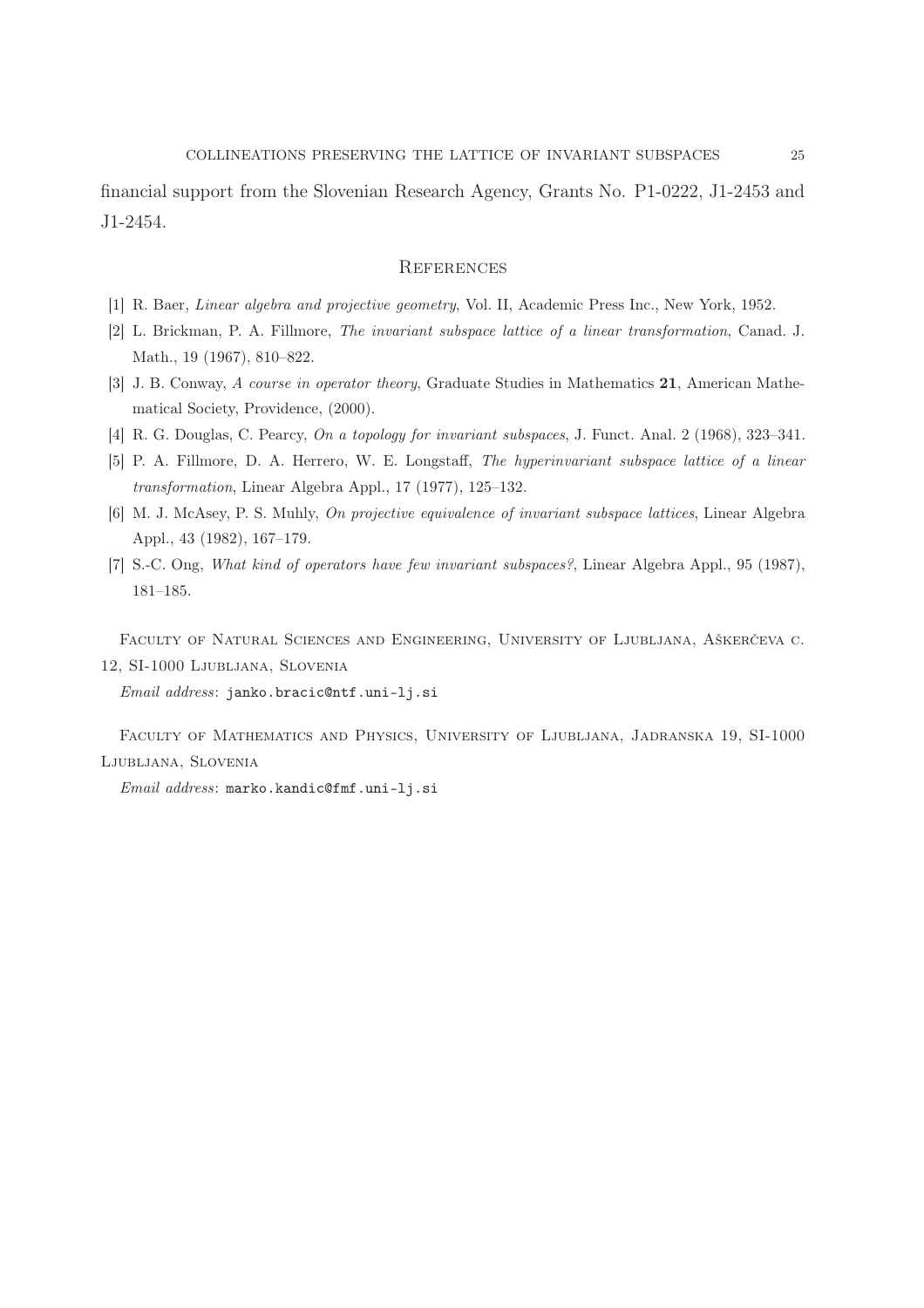financial support from the Slovenian Research Agency, Grants No. P1-0222, J1-2453 and J1-2454.

## References

[1] R. Baer, *Linear algebra and projective geometry*, Vol. II, Academic Press Inc., New York, 1952.

[2] L. Brickman, P. A. Fillmore, *The invariant subspace lattice of a linear transformation*, Canad. J. Math., 19 (1967), 810–822.

[3] J. B. Conway, *A course in operator theory*, Graduate Studies in Mathematics **21**, American Mathematical Society, Providence, (2000).

[4] R. G. Douglas, C. Pearcy, *On a topology for invariant subspaces*, J. Funct. Anal. 2 (1968), 323–341.

[5] P. A. Fillmore, D. A. Herrero, W. E. Longstaff, *The hyperinvariant subspace lattice of a linear transformation*, Linear Algebra Appl., 17 (1977), 125–132.

[6] M. J. McAsey, P. S. Muhly, *On projective equivalence of invariant subspace lattices*, Linear Algebra Appl., 43 (1982), 167–179.

[7] S.-C. Ong, *What kind of operators have few invariant subspaces?*, Linear Algebra Appl., 95 (1987), 181–185.

Faculty of Natural Sciences and Engineering, University of Ljubljana, Aškerčeva c. 12, SI-1000 Ljubljana, Slovenia

*Email address*: janko.bracic@ntf.uni-lj.si

Faculty of Mathematics and Physics, University of Ljubljana, Jadranska 19, SI-1000 Ljubljana, Slovenia

*Email address*: marko.kandic@fmf.uni-lj.si